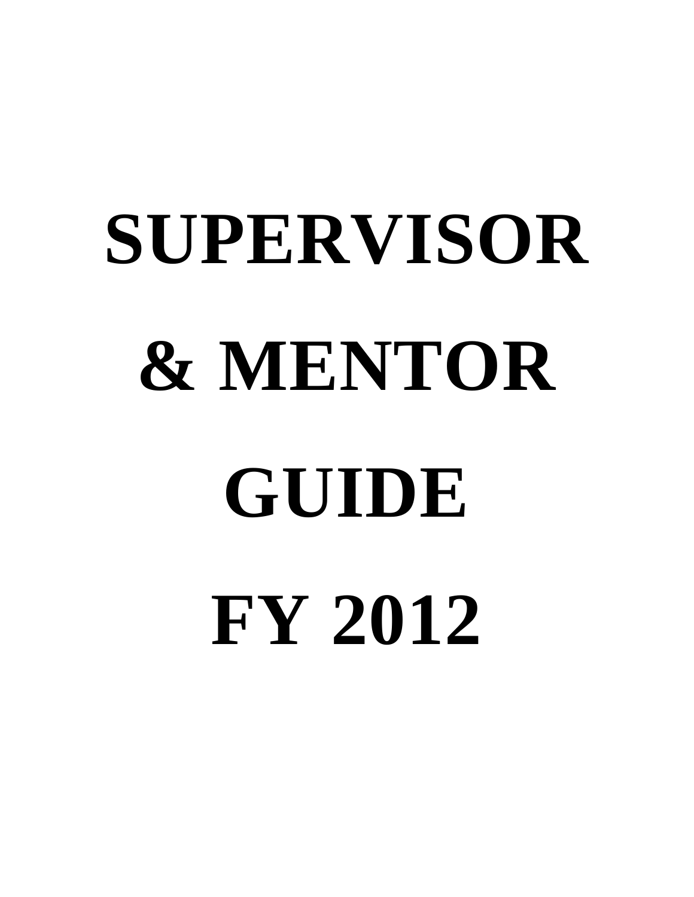# SUPERVISOR & MENTOR GUIDE FY 2012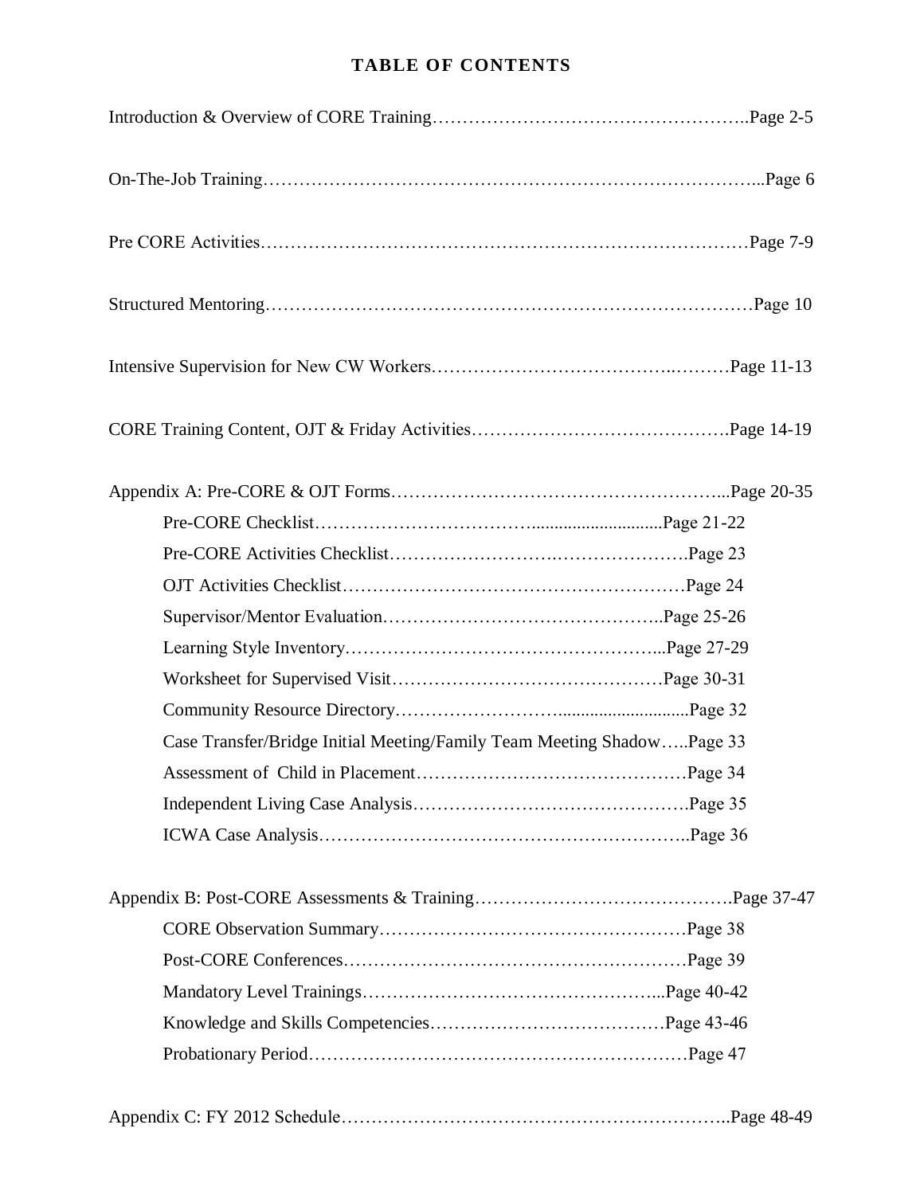# TABLE OF CONTENTS

Introduction & Overview of CORE Training……………………………………………..Page 2-5

On-The-Job Training…………………………………………………………………...Page 6

Pre CORE Activities……………………………………………………………………Page 7-9

Structured Mentoring……………………………………………………………………Page 10

Intensive Supervision for New CW Workers…………………………………..………Page 11-13

CORE Training Content, OJT & Friday Activities…………………………………….Page 14-19

Appendix A: Pre-CORE & OJT Forms………………………………………………...Page 20-35

- Pre-CORE Checklist……………………………..........................Page 21-22
- Pre-CORE Activities Checklist……………………….………………….Page 23
- OJT Activities Checklist…………………………………………………Page 24
- Supervisor/Mentor Evaluation………………………………………..Page 25-26
- Learning Style Inventory……………………………………………...Page 27-29
- Worksheet for Supervised Visit………………………………………Page 30-31
- Community Resource Directory……………………..........................Page 32
- Case Transfer/Bridge Initial Meeting/Family Team Meeting Shadow…..Page 33
- Assessment of Child in Placement………………………………………Page 34
- Independent Living Case Analysis……………………………………….Page 35
- ICWA Case Analysis……………………………………………………..Page 36

Appendix B: Post-CORE Assessments & Training…………………………………….Page 37-47

- CORE Observation Summary……………………………………………Page 38
- Post-CORE Conferences…………………………………………………Page 39
- Mandatory Level Trainings…………………………………………...Page 40-42
- Knowledge and Skills Competencies…………………………………Page 43-46
- Probationary Period………………………………………………………Page 47

Appendix C: FY 2012 Schedule……………………………………………………..Page 48-49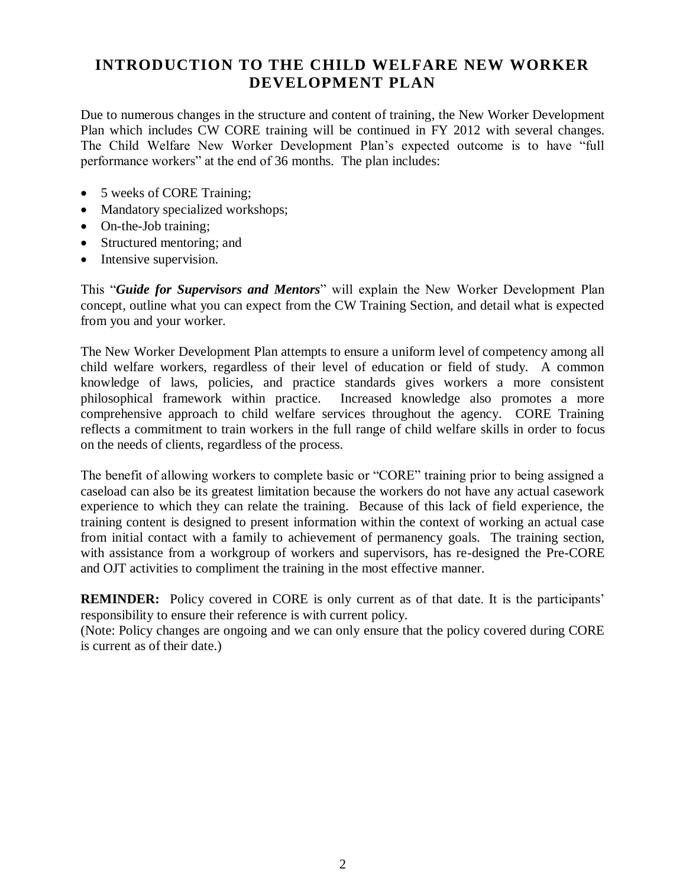# INTRODUCTION TO THE CHILD WELFARE NEW WORKER DEVELOPMENT PLAN

Due to numerous changes in the structure and content of training, the New Worker Development Plan which includes CW CORE training will be continued in FY 2012 with several changes. The Child Welfare New Worker Development Plan's expected outcome is to have "full performance workers" at the end of 36 months. The plan includes:

- 5 weeks of CORE Training;
- Mandatory specialized workshops;
- On-the-Job training;
- Structured mentoring; and
- Intensive supervision.

This "***Guide for Supervisors and Mentors***" will explain the New Worker Development Plan concept, outline what you can expect from the CW Training Section, and detail what is expected from you and your worker.

The New Worker Development Plan attempts to ensure a uniform level of competency among all child welfare workers, regardless of their level of education or field of study. A common knowledge of laws, policies, and practice standards gives workers a more consistent philosophical framework within practice. Increased knowledge also promotes a more comprehensive approach to child welfare services throughout the agency. CORE Training reflects a commitment to train workers in the full range of child welfare skills in order to focus on the needs of clients, regardless of the process.

The benefit of allowing workers to complete basic or "CORE" training prior to being assigned a caseload can also be its greatest limitation because the workers do not have any actual casework experience to which they can relate the training. Because of this lack of field experience, the training content is designed to present information within the context of working an actual case from initial contact with a family to achievement of permanency goals. The training section, with assistance from a workgroup of workers and supervisors, has re-designed the Pre-CORE and OJT activities to compliment the training in the most effective manner.

**REMINDER:** Policy covered in CORE is only current as of that date. It is the participants' responsibility to ensure their reference is with current policy.
(Note: Policy changes are ongoing and we can only ensure that the policy covered during CORE is current as of their date.)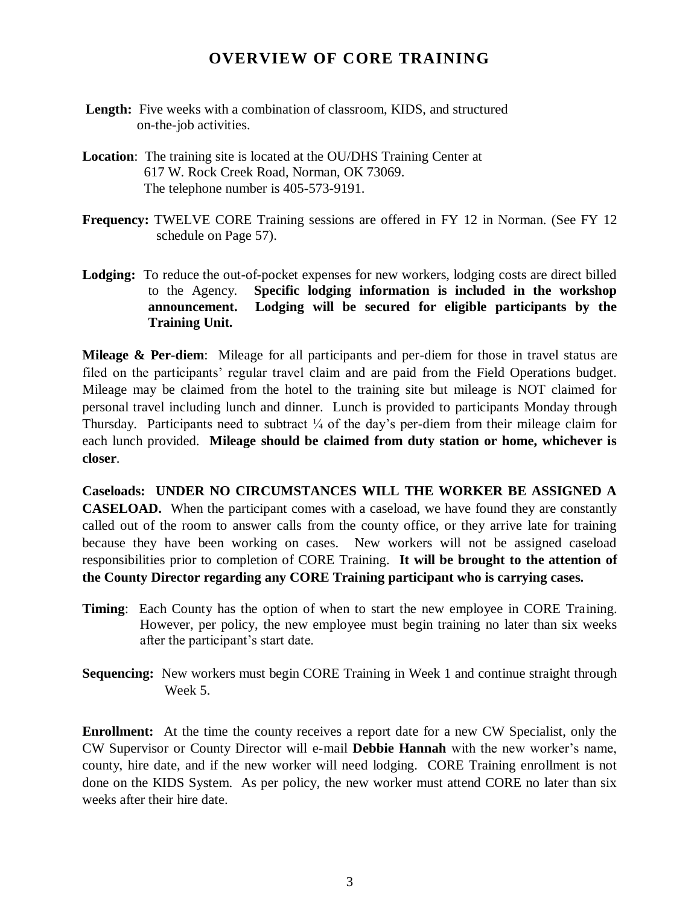# OVERVIEW OF CORE TRAINING

**Length:** Five weeks with a combination of classroom, KIDS, and structured on-the-job activities.

**Location**: The training site is located at the OU/DHS Training Center at 617 W. Rock Creek Road, Norman, OK 73069. The telephone number is 405-573-9191.

**Frequency:** TWELVE CORE Training sessions are offered in FY 12 in Norman. (See FY 12 schedule on Page 57).

**Lodging:** To reduce the out-of-pocket expenses for new workers, lodging costs are direct billed to the Agency. **Specific lodging information is included in the workshop announcement. Lodging will be secured for eligible participants by the Training Unit.**

**Mileage & Per-diem**: Mileage for all participants and per-diem for those in travel status are filed on the participants' regular travel claim and are paid from the Field Operations budget. Mileage may be claimed from the hotel to the training site but mileage is NOT claimed for personal travel including lunch and dinner. Lunch is provided to participants Monday through Thursday. Participants need to subtract ¼ of the day's per-diem from their mileage claim for each lunch provided. **Mileage should be claimed from duty station or home, whichever is closer**.

**Caseloads: UNDER NO CIRCUMSTANCES WILL THE WORKER BE ASSIGNED A CASELOAD.** When the participant comes with a caseload, we have found they are constantly called out of the room to answer calls from the county office, or they arrive late for training because they have been working on cases. New workers will not be assigned caseload responsibilities prior to completion of CORE Training. **It will be brought to the attention of the County Director regarding any CORE Training participant who is carrying cases.**

**Timing**: Each County has the option of when to start the new employee in CORE Training. However, per policy, the new employee must begin training no later than six weeks after the participant's start date.

**Sequencing:** New workers must begin CORE Training in Week 1 and continue straight through Week 5.

**Enrollment:** At the time the county receives a report date for a new CW Specialist, only the CW Supervisor or County Director will e-mail **Debbie Hannah** with the new worker's name, county, hire date, and if the new worker will need lodging. CORE Training enrollment is not done on the KIDS System. As per policy, the new worker must attend CORE no later than six weeks after their hire date.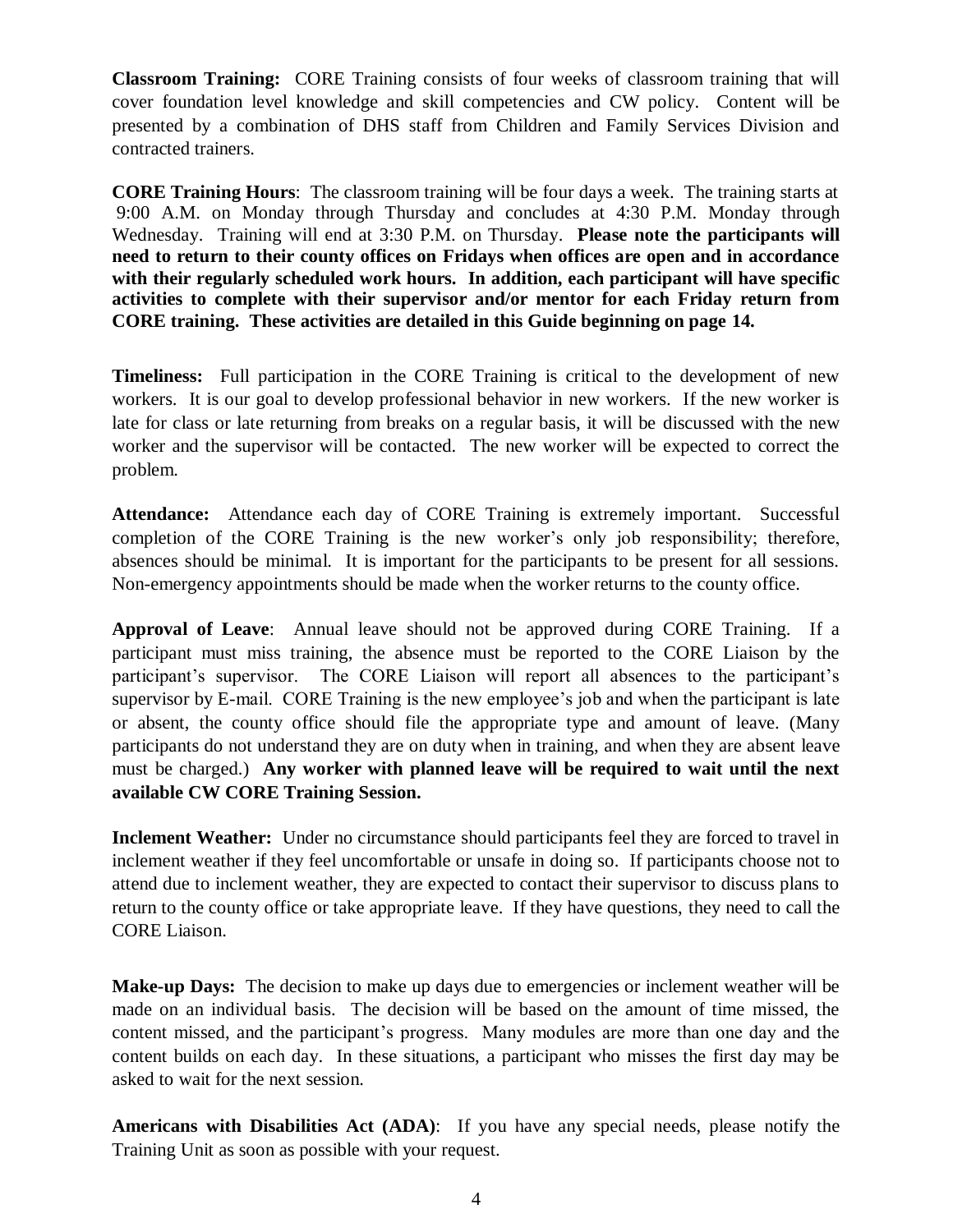**Classroom Training:** CORE Training consists of four weeks of classroom training that will cover foundation level knowledge and skill competencies and CW policy. Content will be presented by a combination of DHS staff from Children and Family Services Division and contracted trainers.

**CORE Training Hours**: The classroom training will be four days a week. The training starts at 9:00 A.M. on Monday through Thursday and concludes at 4:30 P.M. Monday through Wednesday. Training will end at 3:30 P.M. on Thursday. **Please note the participants will need to return to their county offices on Fridays when offices are open and in accordance with their regularly scheduled work hours. In addition, each participant will have specific activities to complete with their supervisor and/or mentor for each Friday return from CORE training. These activities are detailed in this Guide beginning on page 14.**

**Timeliness:** Full participation in the CORE Training is critical to the development of new workers. It is our goal to develop professional behavior in new workers. If the new worker is late for class or late returning from breaks on a regular basis, it will be discussed with the new worker and the supervisor will be contacted. The new worker will be expected to correct the problem.

**Attendance:** Attendance each day of CORE Training is extremely important. Successful completion of the CORE Training is the new worker's only job responsibility; therefore, absences should be minimal. It is important for the participants to be present for all sessions. Non-emergency appointments should be made when the worker returns to the county office.

**Approval of Leave**: Annual leave should not be approved during CORE Training. If a participant must miss training, the absence must be reported to the CORE Liaison by the participant's supervisor. The CORE Liaison will report all absences to the participant's supervisor by E-mail. CORE Training is the new employee's job and when the participant is late or absent, the county office should file the appropriate type and amount of leave. (Many participants do not understand they are on duty when in training, and when they are absent leave must be charged.) **Any worker with planned leave will be required to wait until the next available CW CORE Training Session.**

**Inclement Weather:** Under no circumstance should participants feel they are forced to travel in inclement weather if they feel uncomfortable or unsafe in doing so. If participants choose not to attend due to inclement weather, they are expected to contact their supervisor to discuss plans to return to the county office or take appropriate leave. If they have questions, they need to call the CORE Liaison.

**Make-up Days:** The decision to make up days due to emergencies or inclement weather will be made on an individual basis. The decision will be based on the amount of time missed, the content missed, and the participant's progress. Many modules are more than one day and the content builds on each day. In these situations, a participant who misses the first day may be asked to wait for the next session.

**Americans with Disabilities Act (ADA)**: If you have any special needs, please notify the Training Unit as soon as possible with your request.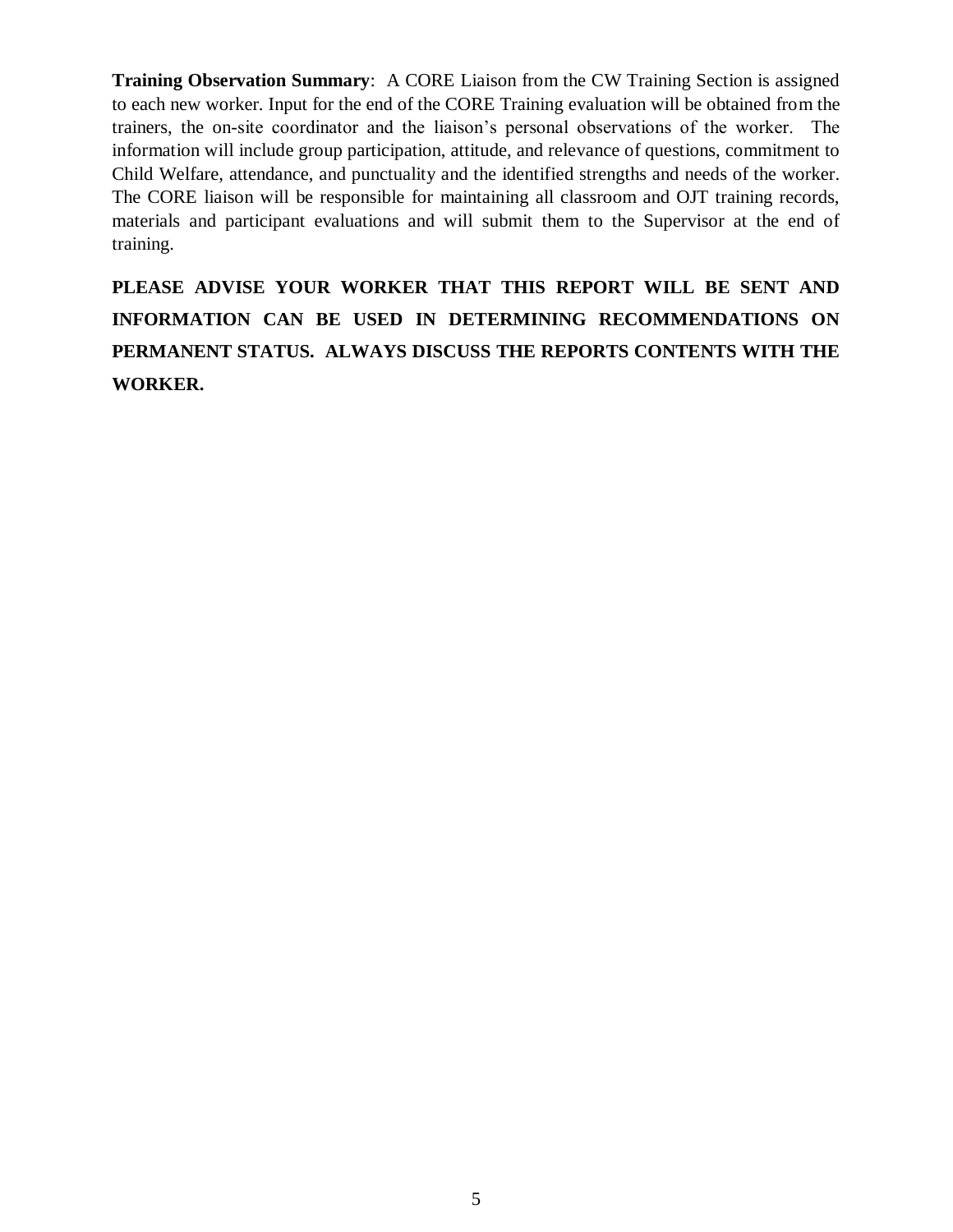**Training Observation Summary**: A CORE Liaison from the CW Training Section is assigned to each new worker. Input for the end of the CORE Training evaluation will be obtained from the trainers, the on-site coordinator and the liaison's personal observations of the worker. The information will include group participation, attitude, and relevance of questions, commitment to Child Welfare, attendance, and punctuality and the identified strengths and needs of the worker. The CORE liaison will be responsible for maintaining all classroom and OJT training records, materials and participant evaluations and will submit them to the Supervisor at the end of training.

**PLEASE ADVISE YOUR WORKER THAT THIS REPORT WILL BE SENT AND INFORMATION CAN BE USED IN DETERMINING RECOMMENDATIONS ON PERMANENT STATUS. ALWAYS DISCUSS THE REPORTS CONTENTS WITH THE WORKER.**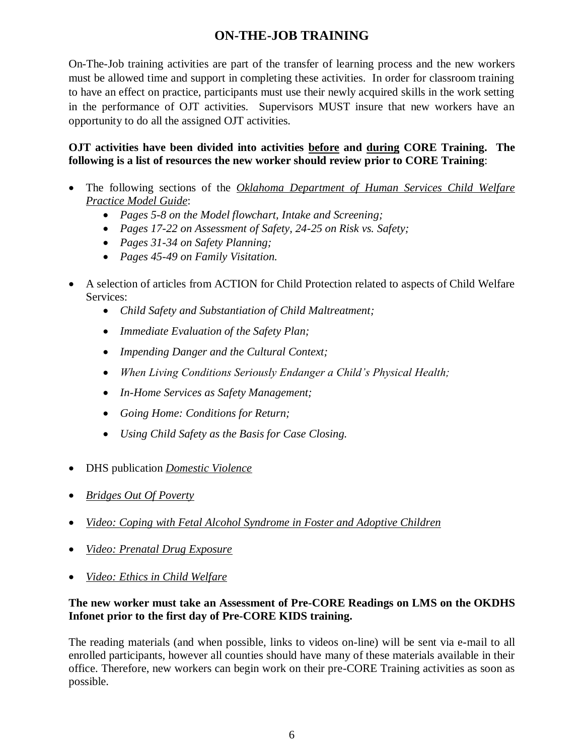# ON-THE-JOB TRAINING

On-The-Job training activities are part of the transfer of learning process and the new workers must be allowed time and support in completing these activities. In order for classroom training to have an effect on practice, participants must use their newly acquired skills in the work setting in the performance of OJT activities. Supervisors MUST insure that new workers have an opportunity to do all the assigned OJT activities.

**OJT activities have been divided into activities <u>before</u> and <u>during</u> CORE Training. The following is a list of resources the new worker should review prior to CORE Training**:

- The following sections of the *<u>Oklahoma Department of Human Services Child Welfare Practice Model Guide</u>*:
    - *Pages 5-8 on the Model flowchart, Intake and Screening;*
    - *Pages 17-22 on Assessment of Safety, 24-25 on Risk vs. Safety;*
    - *Pages 31-34 on Safety Planning;*
    - *Pages 45-49 on Family Visitation.*
- A selection of articles from ACTION for Child Protection related to aspects of Child Welfare Services:
    - *Child Safety and Substantiation of Child Maltreatment;*
    - *Immediate Evaluation of the Safety Plan;*
    - *Impending Danger and the Cultural Context;*
    - *When Living Conditions Seriously Endanger a Child's Physical Health;*
    - *In-Home Services as Safety Management;*
    - *Going Home: Conditions for Return;*
    - *Using Child Safety as the Basis for Case Closing.*
- DHS publication *<u>Domestic Violence</u>*
- *<u>Bridges Out Of Poverty</u>*
- *<u>Video: Coping with Fetal Alcohol Syndrome in Foster and Adoptive Children</u>*
- *<u>Video: Prenatal Drug Exposure</u>*
- *<u>Video: Ethics in Child Welfare</u>*

**The new worker must take an Assessment of Pre-CORE Readings on LMS on the OKDHS Infonet prior to the first day of Pre-CORE KIDS training.**

The reading materials (and when possible, links to videos on-line) will be sent via e-mail to all enrolled participants, however all counties should have many of these materials available in their office. Therefore, new workers can begin work on their pre-CORE Training activities as soon as possible.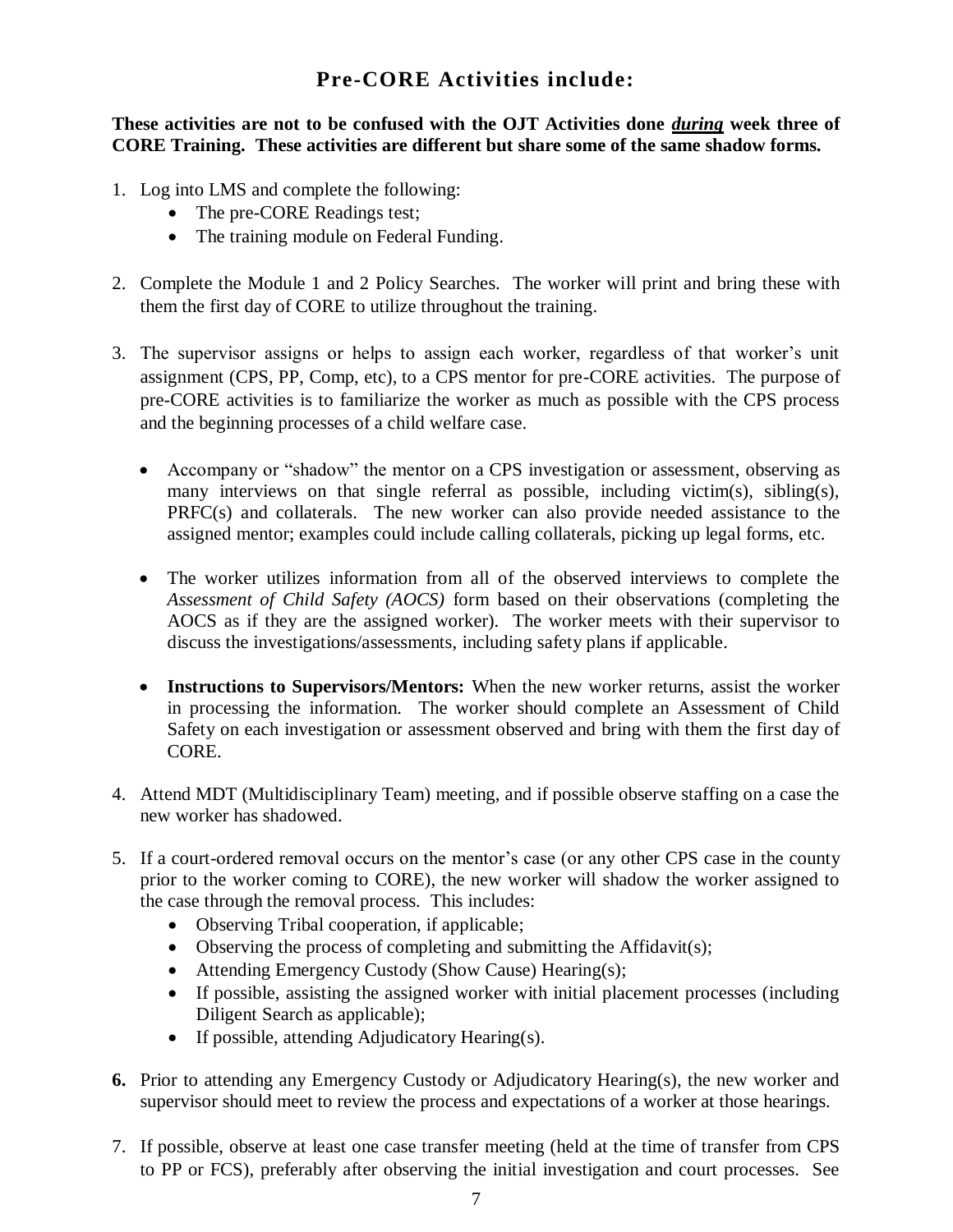## Pre-CORE Activities include:

**These activities are not to be confused with the OJT Activities done _during_ week three of CORE Training. These activities are different but share some of the same shadow forms.**

1. Log into LMS and complete the following:
   - The pre-CORE Readings test;
   - The training module on Federal Funding.

2. Complete the Module 1 and 2 Policy Searches. The worker will print and bring these with them the first day of CORE to utilize throughout the training.

3. The supervisor assigns or helps to assign each worker, regardless of that worker's unit assignment (CPS, PP, Comp, etc), to a CPS mentor for pre-CORE activities. The purpose of pre-CORE activities is to familiarize the worker as much as possible with the CPS process and the beginning processes of a child welfare case.

   - Accompany or "shadow" the mentor on a CPS investigation or assessment, observing as many interviews on that single referral as possible, including victim(s), sibling(s), PRFC(s) and collaterals. The new worker can also provide needed assistance to the assigned mentor; examples could include calling collaterals, picking up legal forms, etc.

   - The worker utilizes information from all of the observed interviews to complete the *Assessment of Child Safety (AOCS)* form based on their observations (completing the AOCS as if they are the assigned worker). The worker meets with their supervisor to discuss the investigations/assessments, including safety plans if applicable.

   - **Instructions to Supervisors/Mentors:** When the new worker returns, assist the worker in processing the information. The worker should complete an Assessment of Child Safety on each investigation or assessment observed and bring with them the first day of CORE.

4. Attend MDT (Multidisciplinary Team) meeting, and if possible observe staffing on a case the new worker has shadowed.

5. If a court-ordered removal occurs on the mentor's case (or any other CPS case in the county prior to the worker coming to CORE), the new worker will shadow the worker assigned to the case through the removal process. This includes:
   - Observing Tribal cooperation, if applicable;
   - Observing the process of completing and submitting the Affidavit(s);
   - Attending Emergency Custody (Show Cause) Hearing(s);
   - If possible, assisting the assigned worker with initial placement processes (including Diligent Search as applicable);
   - If possible, attending Adjudicatory Hearing(s).

6. Prior to attending any Emergency Custody or Adjudicatory Hearing(s), the new worker and supervisor should meet to review the process and expectations of a worker at those hearings.

7. If possible, observe at least one case transfer meeting (held at the time of transfer from CPS to PP or FCS), preferably after observing the initial investigation and court processes. See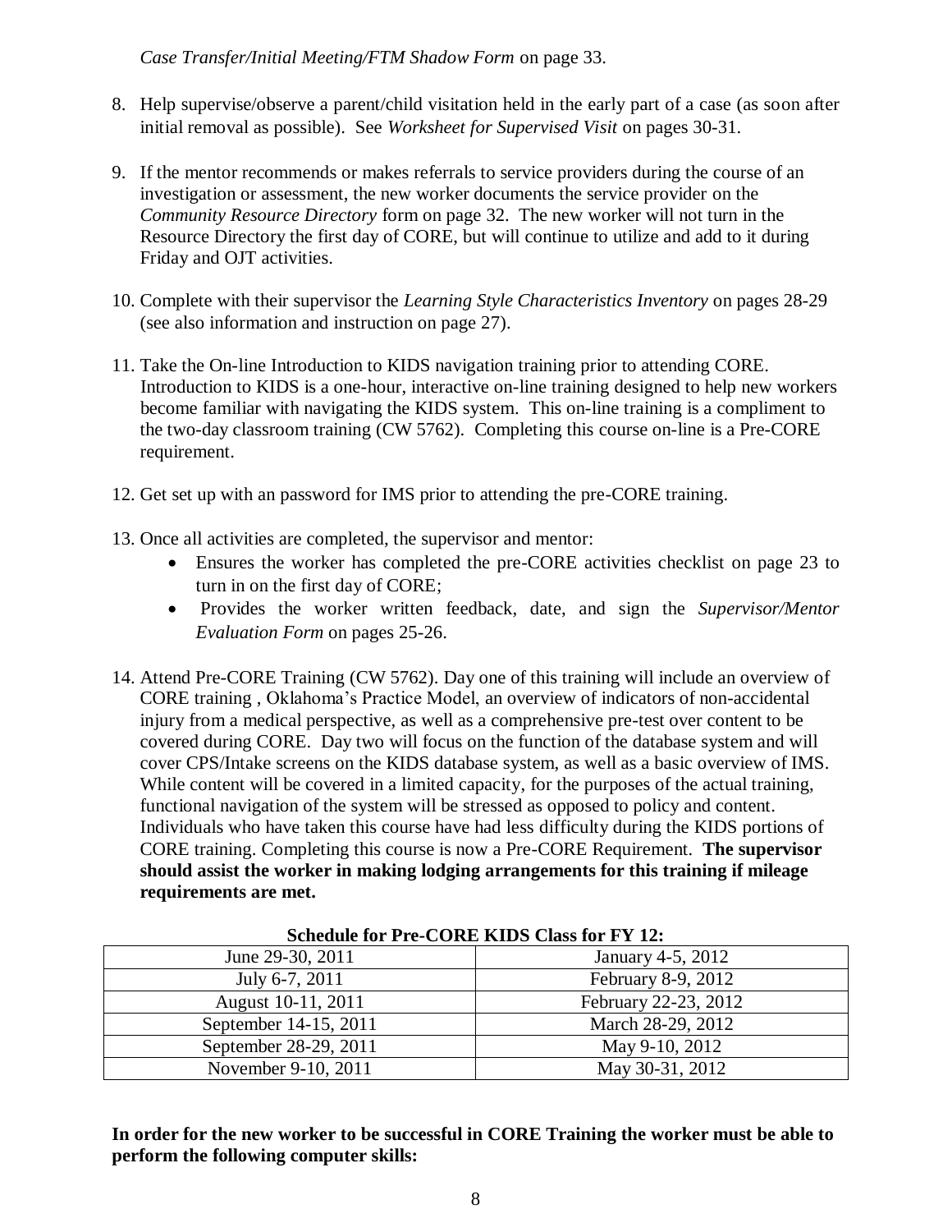*Case Transfer/Initial Meeting/FTM Shadow Form* on page 33.

8. Help supervise/observe a parent/child visitation held in the early part of a case (as soon after initial removal as possible). See *Worksheet for Supervised Visit* on pages 30-31.

9. If the mentor recommends or makes referrals to service providers during the course of an investigation or assessment, the new worker documents the service provider on the *Community Resource Directory* form on page 32. The new worker will not turn in the Resource Directory the first day of CORE, but will continue to utilize and add to it during Friday and OJT activities.

10. Complete with their supervisor the *Learning Style Characteristics Inventory* on pages 28-29 (see also information and instruction on page 27).

11. Take the On-line Introduction to KIDS navigation training prior to attending CORE. Introduction to KIDS is a one-hour, interactive on-line training designed to help new workers become familiar with navigating the KIDS system. This on-line training is a compliment to the two-day classroom training (CW 5762). Completing this course on-line is a Pre-CORE requirement.

12. Get set up with an password for IMS prior to attending the pre-CORE training.

13. Once all activities are completed, the supervisor and mentor:
    - Ensures the worker has completed the pre-CORE activities checklist on page 23 to turn in on the first day of CORE;
    - Provides the worker written feedback, date, and sign the *Supervisor/Mentor Evaluation Form* on pages 25-26.

14. Attend Pre-CORE Training (CW 5762). Day one of this training will include an overview of CORE training , Oklahoma's Practice Model, an overview of indicators of non-accidental injury from a medical perspective, as well as a comprehensive pre-test over content to be covered during CORE. Day two will focus on the function of the database system and will cover CPS/Intake screens on the KIDS database system, as well as a basic overview of IMS. While content will be covered in a limited capacity, for the purposes of the actual training, functional navigation of the system will be stressed as opposed to policy and content. Individuals who have taken this course have had less difficulty during the KIDS portions of CORE training. Completing this course is now a Pre-CORE Requirement. **The supervisor should assist the worker in making lodging arrangements for this training if mileage requirements are met.**

**Schedule for Pre-CORE KIDS Class for FY 12:**

| | |
|---|---|
| June 29-30, 2011 | January 4-5, 2012 |
| July 6-7, 2011 | February 8-9, 2012 |
| August 10-11, 2011 | February 22-23, 2012 |
| September 14-15, 2011 | March 28-29, 2012 |
| September 28-29, 2011 | May 9-10, 2012 |
| November 9-10, 2011 | May 30-31, 2012 |

**In order for the new worker to be successful in CORE Training the worker must be able to perform the following computer skills:**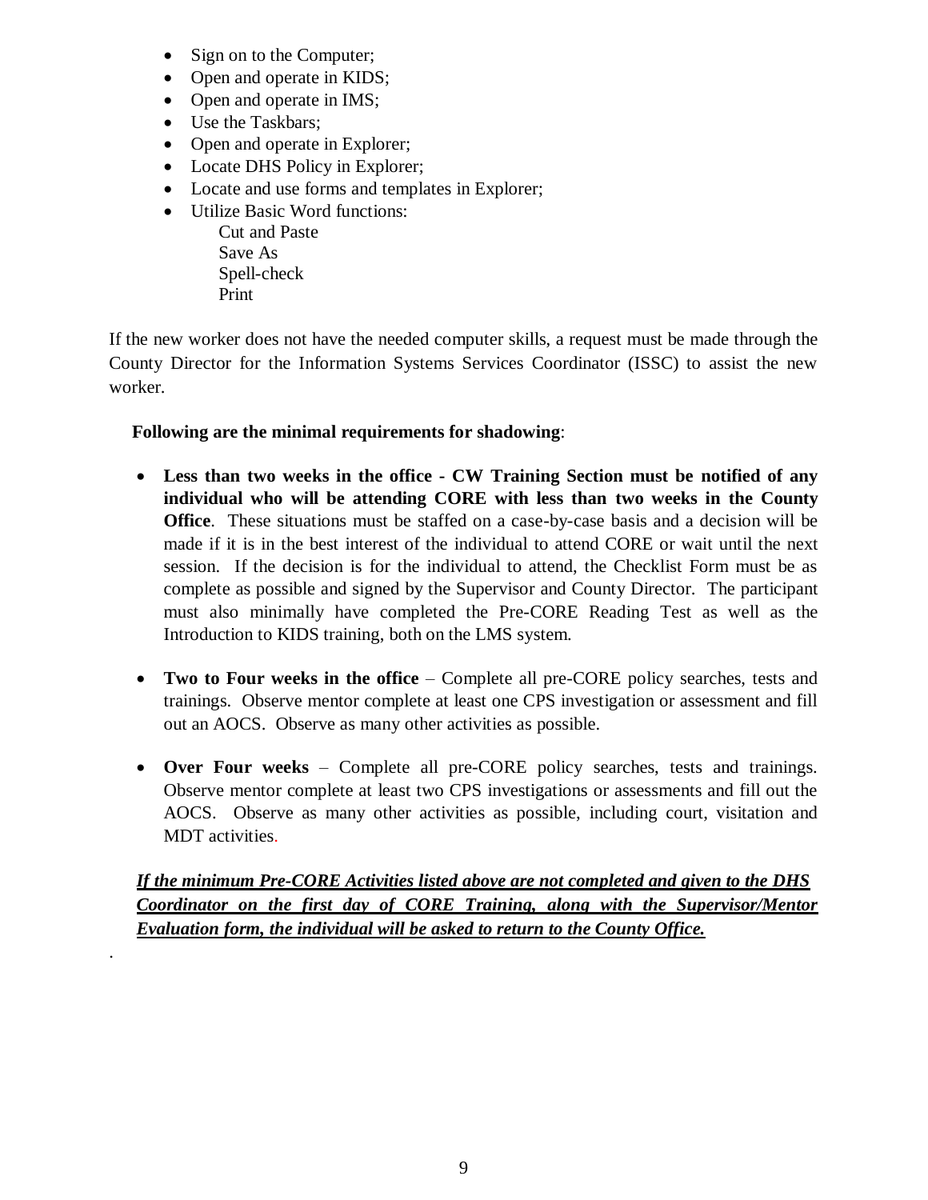- Sign on to the Computer;
- Open and operate in KIDS;
- Open and operate in IMS;
- Use the Taskbars;
- Open and operate in Explorer;
- Locate DHS Policy in Explorer;
- Locate and use forms and templates in Explorer;
- Utilize Basic Word functions:
  - Cut and Paste
  - Save As
  - Spell-check
  - Print

If the new worker does not have the needed computer skills, a request must be made through the County Director for the Information Systems Services Coordinator (ISSC) to assist the new worker.

**Following are the minimal requirements for shadowing**:

- **Less than two weeks in the office - CW Training Section must be notified of any individual who will be attending CORE with less than two weeks in the County Office**. These situations must be staffed on a case-by-case basis and a decision will be made if it is in the best interest of the individual to attend CORE or wait until the next session. If the decision is for the individual to attend, the Checklist Form must be as complete as possible and signed by the Supervisor and County Director. The participant must also minimally have completed the Pre-CORE Reading Test as well as the Introduction to KIDS training, both on the LMS system.

- **Two to Four weeks in the office** – Complete all pre-CORE policy searches, tests and trainings. Observe mentor complete at least one CPS investigation or assessment and fill out an AOCS. Observe as many other activities as possible.

- **Over Four weeks** – Complete all pre-CORE policy searches, tests and trainings. Observe mentor complete at least two CPS investigations or assessments and fill out the AOCS. Observe as many other activities as possible, including court, visitation and MDT activities.

***If the minimum Pre-CORE Activities listed above are not completed and given to the DHS Coordinator on the first day of CORE Training, along with the Supervisor/Mentor Evaluation form, the individual will be asked to return to the County Office.***

.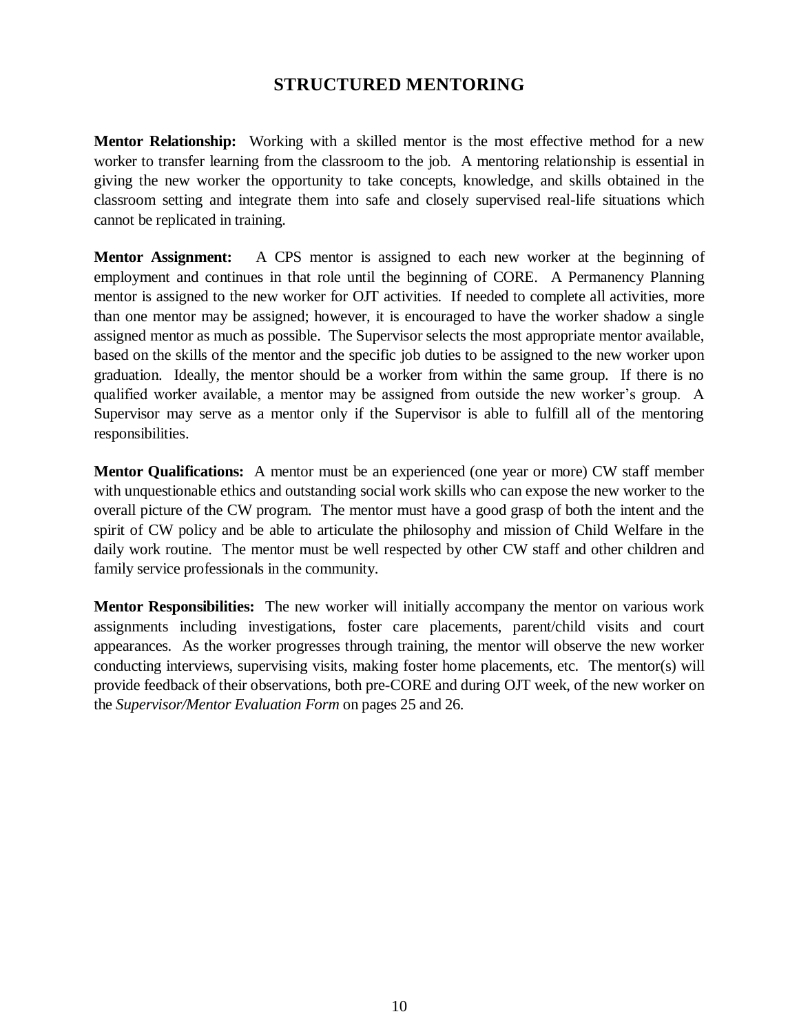# STRUCTURED MENTORING

**Mentor Relationship:** Working with a skilled mentor is the most effective method for a new worker to transfer learning from the classroom to the job. A mentoring relationship is essential in giving the new worker the opportunity to take concepts, knowledge, and skills obtained in the classroom setting and integrate them into safe and closely supervised real-life situations which cannot be replicated in training.

**Mentor Assignment:** A CPS mentor is assigned to each new worker at the beginning of employment and continues in that role until the beginning of CORE. A Permanency Planning mentor is assigned to the new worker for OJT activities. If needed to complete all activities, more than one mentor may be assigned; however, it is encouraged to have the worker shadow a single assigned mentor as much as possible. The Supervisor selects the most appropriate mentor available, based on the skills of the mentor and the specific job duties to be assigned to the new worker upon graduation. Ideally, the mentor should be a worker from within the same group. If there is no qualified worker available, a mentor may be assigned from outside the new worker's group. A Supervisor may serve as a mentor only if the Supervisor is able to fulfill all of the mentoring responsibilities.

**Mentor Qualifications:** A mentor must be an experienced (one year or more) CW staff member with unquestionable ethics and outstanding social work skills who can expose the new worker to the overall picture of the CW program. The mentor must have a good grasp of both the intent and the spirit of CW policy and be able to articulate the philosophy and mission of Child Welfare in the daily work routine. The mentor must be well respected by other CW staff and other children and family service professionals in the community.

**Mentor Responsibilities:** The new worker will initially accompany the mentor on various work assignments including investigations, foster care placements, parent/child visits and court appearances. As the worker progresses through training, the mentor will observe the new worker conducting interviews, supervising visits, making foster home placements, etc. The mentor(s) will provide feedback of their observations, both pre-CORE and during OJT week, of the new worker on the *Supervisor/Mentor Evaluation Form* on pages 25 and 26.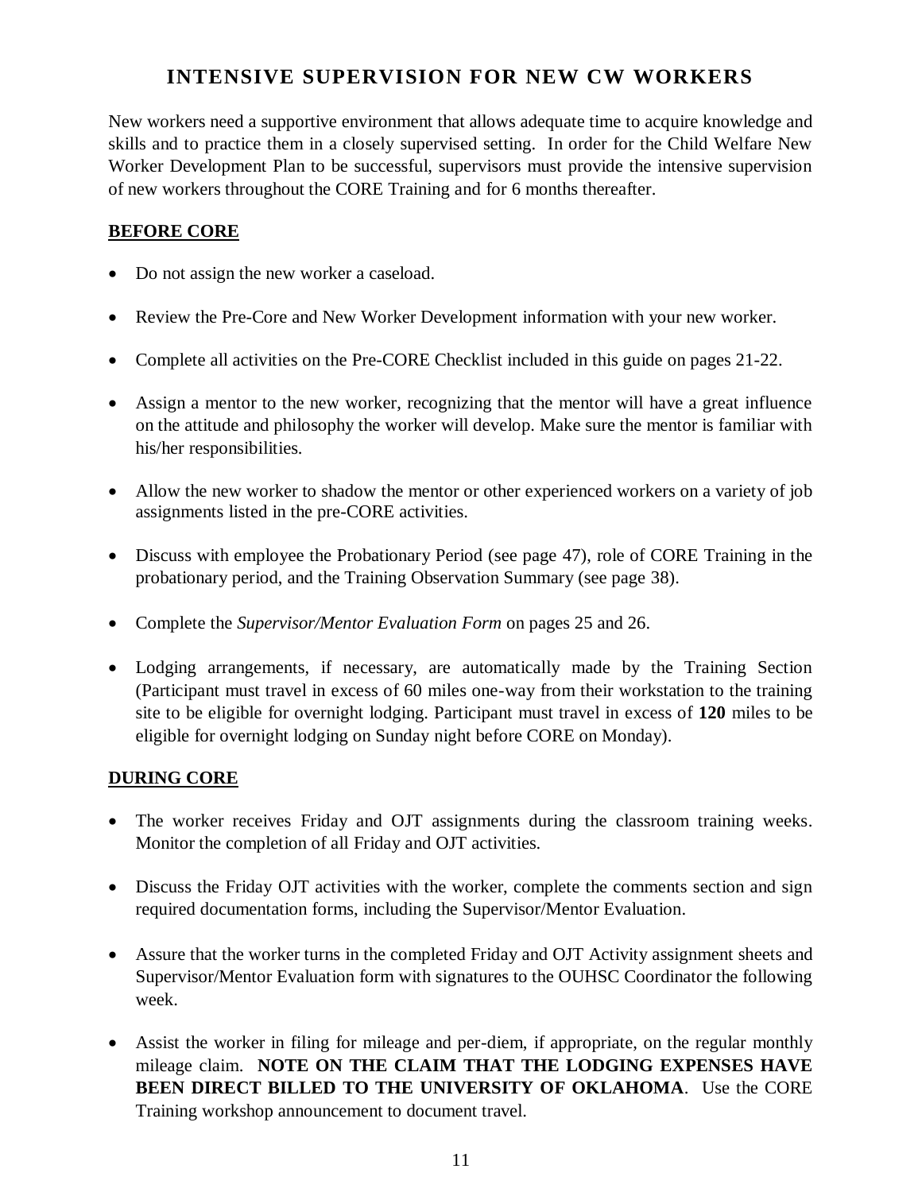# INTENSIVE SUPERVISION FOR NEW CW WORKERS

New workers need a supportive environment that allows adequate time to acquire knowledge and skills and to practice them in a closely supervised setting. In order for the Child Welfare New Worker Development Plan to be successful, supervisors must provide the intensive supervision of new workers throughout the CORE Training and for 6 months thereafter.

## BEFORE CORE

- Do not assign the new worker a caseload.
- Review the Pre-Core and New Worker Development information with your new worker.
- Complete all activities on the Pre-CORE Checklist included in this guide on pages 21-22.
- Assign a mentor to the new worker, recognizing that the mentor will have a great influence on the attitude and philosophy the worker will develop. Make sure the mentor is familiar with his/her responsibilities.
- Allow the new worker to shadow the mentor or other experienced workers on a variety of job assignments listed in the pre-CORE activities.
- Discuss with employee the Probationary Period (see page 47), role of CORE Training in the probationary period, and the Training Observation Summary (see page 38).
- Complete the *Supervisor/Mentor Evaluation Form* on pages 25 and 26.
- Lodging arrangements, if necessary, are automatically made by the Training Section (Participant must travel in excess of 60 miles one-way from their workstation to the training site to be eligible for overnight lodging. Participant must travel in excess of **120** miles to be eligible for overnight lodging on Sunday night before CORE on Monday).

## DURING CORE

- The worker receives Friday and OJT assignments during the classroom training weeks. Monitor the completion of all Friday and OJT activities.
- Discuss the Friday OJT activities with the worker, complete the comments section and sign required documentation forms, including the Supervisor/Mentor Evaluation.
- Assure that the worker turns in the completed Friday and OJT Activity assignment sheets and Supervisor/Mentor Evaluation form with signatures to the OUHSC Coordinator the following week.
- Assist the worker in filing for mileage and per-diem, if appropriate, on the regular monthly mileage claim. **NOTE ON THE CLAIM THAT THE LODGING EXPENSES HAVE BEEN DIRECT BILLED TO THE UNIVERSITY OF OKLAHOMA**. Use the CORE Training workshop announcement to document travel.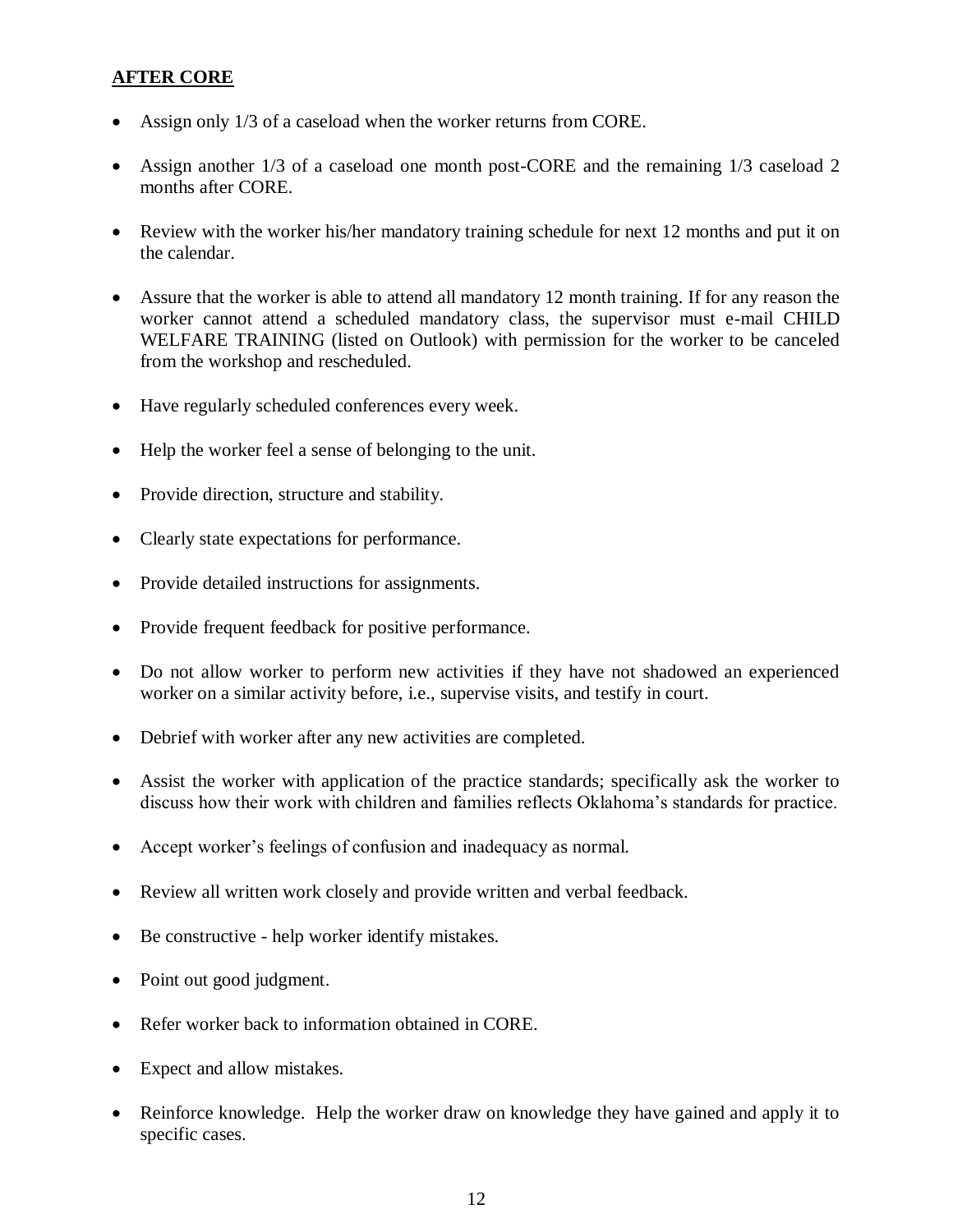**AFTER CORE**

- Assign only 1/3 of a caseload when the worker returns from CORE.
- Assign another 1/3 of a caseload one month post-CORE and the remaining 1/3 caseload 2 months after CORE.
- Review with the worker his/her mandatory training schedule for next 12 months and put it on the calendar.
- Assure that the worker is able to attend all mandatory 12 month training. If for any reason the worker cannot attend a scheduled mandatory class, the supervisor must e-mail CHILD WELFARE TRAINING (listed on Outlook) with permission for the worker to be canceled from the workshop and rescheduled.
- Have regularly scheduled conferences every week.
- Help the worker feel a sense of belonging to the unit.
- Provide direction, structure and stability.
- Clearly state expectations for performance.
- Provide detailed instructions for assignments.
- Provide frequent feedback for positive performance.
- Do not allow worker to perform new activities if they have not shadowed an experienced worker on a similar activity before, i.e., supervise visits, and testify in court.
- Debrief with worker after any new activities are completed.
- Assist the worker with application of the practice standards; specifically ask the worker to discuss how their work with children and families reflects Oklahoma's standards for practice.
- Accept worker's feelings of confusion and inadequacy as normal.
- Review all written work closely and provide written and verbal feedback.
- Be constructive - help worker identify mistakes.
- Point out good judgment.
- Refer worker back to information obtained in CORE.
- Expect and allow mistakes.
- Reinforce knowledge. Help the worker draw on knowledge they have gained and apply it to specific cases.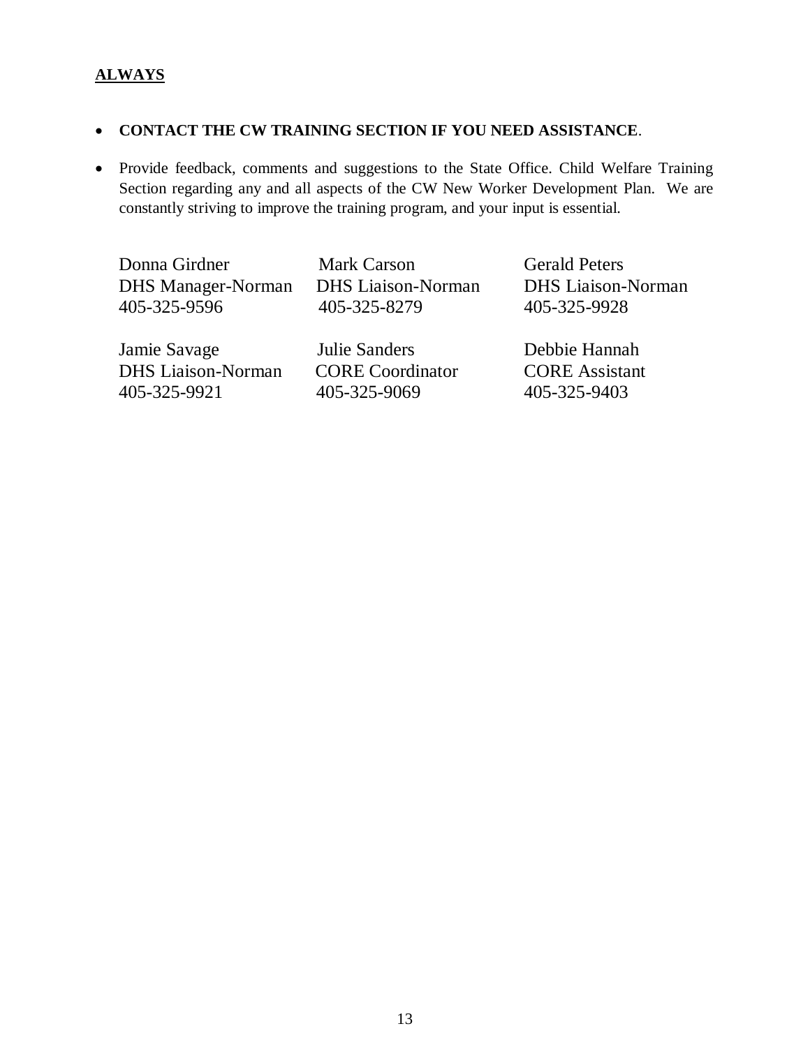**ALWAYS**

- **CONTACT THE CW TRAINING SECTION IF YOU NEED ASSISTANCE**.
- Provide feedback, comments and suggestions to the State Office. Child Welfare Training Section regarding any and all aspects of the CW New Worker Development Plan. We are constantly striving to improve the training program, and your input is essential.

| | | |
|---|---|---|
| Donna Girdner<br>DHS Manager-Norman<br>405-325-9596 | Mark Carson<br>DHS Liaison-Norman<br>405-325-8279 | Gerald Peters<br>DHS Liaison-Norman<br>405-325-9928 |
| Jamie Savage<br>DHS Liaison-Norman<br>405-325-9921 | Julie Sanders<br>CORE Coordinator<br>405-325-9069 | Debbie Hannah<br>CORE Assistant<br>405-325-9403 |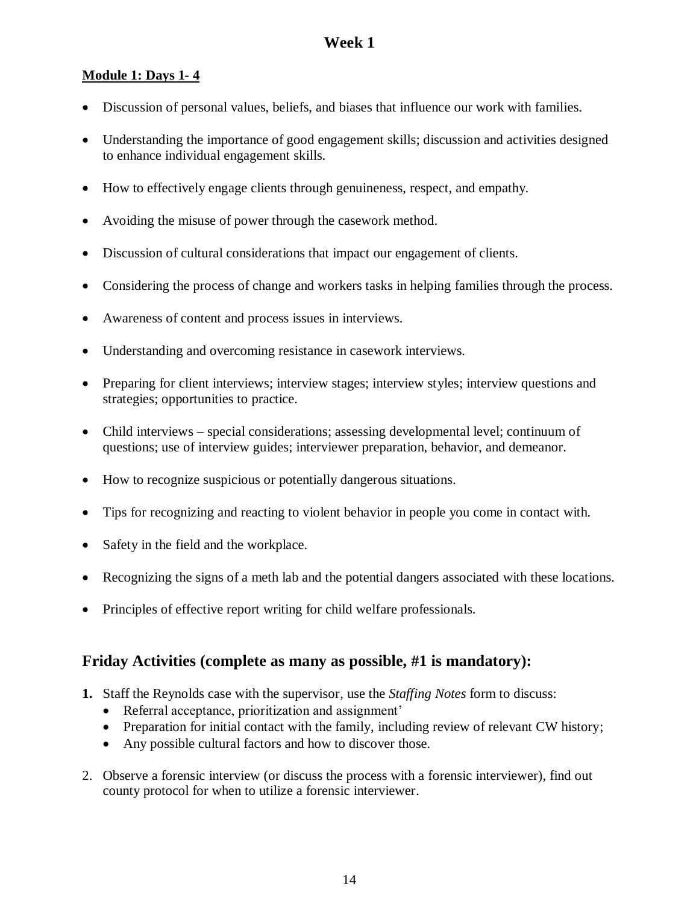# Week 1

**Module 1: Days 1- 4**

- Discussion of personal values, beliefs, and biases that influence our work with families.
- Understanding the importance of good engagement skills; discussion and activities designed to enhance individual engagement skills.
- How to effectively engage clients through genuineness, respect, and empathy.
- Avoiding the misuse of power through the casework method.
- Discussion of cultural considerations that impact our engagement of clients.
- Considering the process of change and workers tasks in helping families through the process.
- Awareness of content and process issues in interviews.
- Understanding and overcoming resistance in casework interviews.
- Preparing for client interviews; interview stages; interview styles; interview questions and strategies; opportunities to practice.
- Child interviews – special considerations; assessing developmental level; continuum of questions; use of interview guides; interviewer preparation, behavior, and demeanor.
- How to recognize suspicious or potentially dangerous situations.
- Tips for recognizing and reacting to violent behavior in people you come in contact with.
- Safety in the field and the workplace.
- Recognizing the signs of a meth lab and the potential dangers associated with these locations.
- Principles of effective report writing for child welfare professionals.

## Friday Activities (complete as many as possible, #1 is mandatory):

1. Staff the Reynolds case with the supervisor, use the *Staffing Notes* form to discuss:
   - Referral acceptance, prioritization and assignment'
   - Preparation for initial contact with the family, including review of relevant CW history;
   - Any possible cultural factors and how to discover those.
2. Observe a forensic interview (or discuss the process with a forensic interviewer), find out county protocol for when to utilize a forensic interviewer.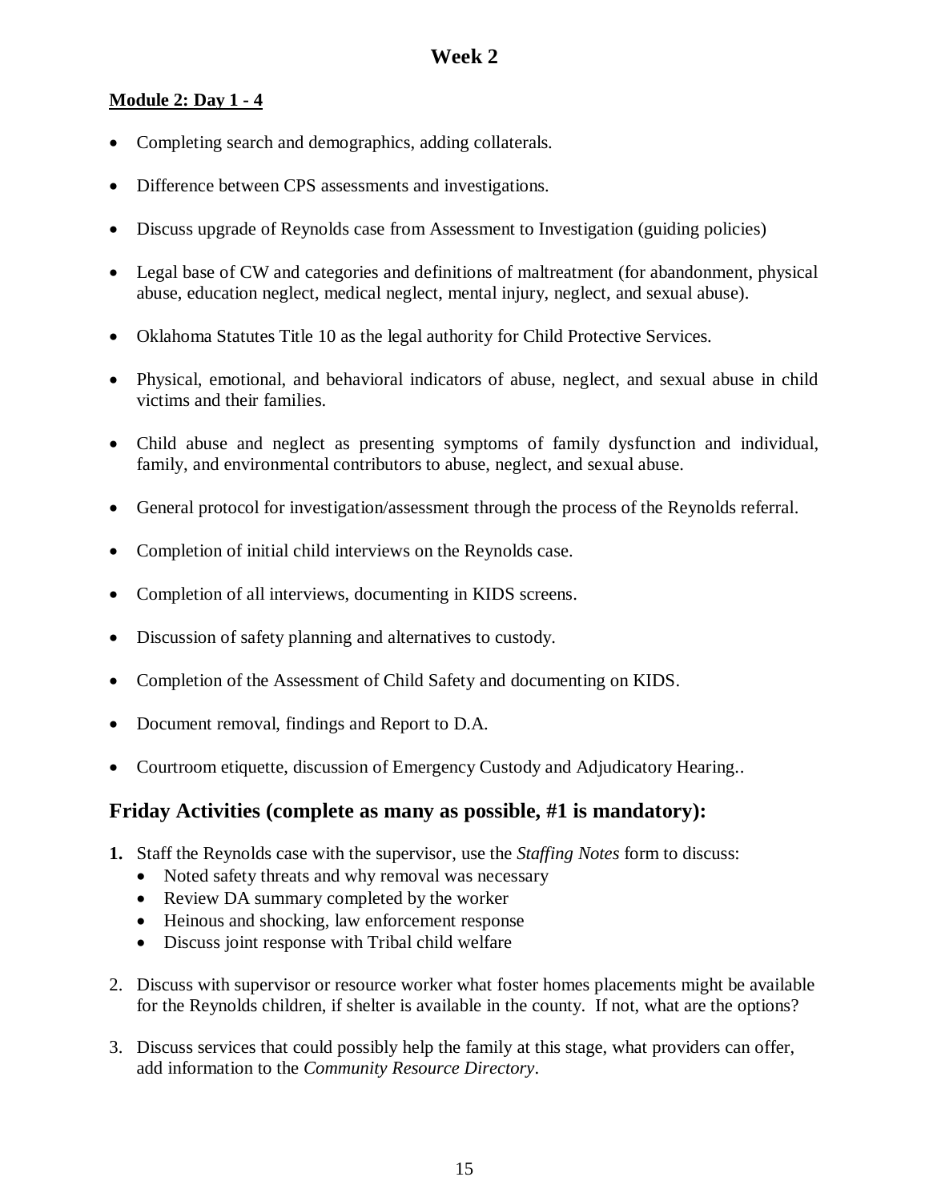# Week 2

**Module 2: Day 1 - 4**

- Completing search and demographics, adding collaterals.
- Difference between CPS assessments and investigations.
- Discuss upgrade of Reynolds case from Assessment to Investigation (guiding policies)
- Legal base of CW and categories and definitions of maltreatment (for abandonment, physical abuse, education neglect, medical neglect, mental injury, neglect, and sexual abuse).
- Oklahoma Statutes Title 10 as the legal authority for Child Protective Services.
- Physical, emotional, and behavioral indicators of abuse, neglect, and sexual abuse in child victims and their families.
- Child abuse and neglect as presenting symptoms of family dysfunction and individual, family, and environmental contributors to abuse, neglect, and sexual abuse.
- General protocol for investigation/assessment through the process of the Reynolds referral.
- Completion of initial child interviews on the Reynolds case.
- Completion of all interviews, documenting in KIDS screens.
- Discussion of safety planning and alternatives to custody.
- Completion of the Assessment of Child Safety and documenting on KIDS.
- Document removal, findings and Report to D.A.
- Courtroom etiquette, discussion of Emergency Custody and Adjudicatory Hearing..

## Friday Activities (complete as many as possible, #1 is mandatory):

**1.** Staff the Reynolds case with the supervisor, use the *Staffing Notes* form to discuss:
   - Noted safety threats and why removal was necessary
   - Review DA summary completed by the worker
   - Heinous and shocking, law enforcement response
   - Discuss joint response with Tribal child welfare

2. Discuss with supervisor or resource worker what foster homes placements might be available for the Reynolds children, if shelter is available in the county. If not, what are the options?

3. Discuss services that could possibly help the family at this stage, what providers can offer, add information to the *Community Resource Directory*.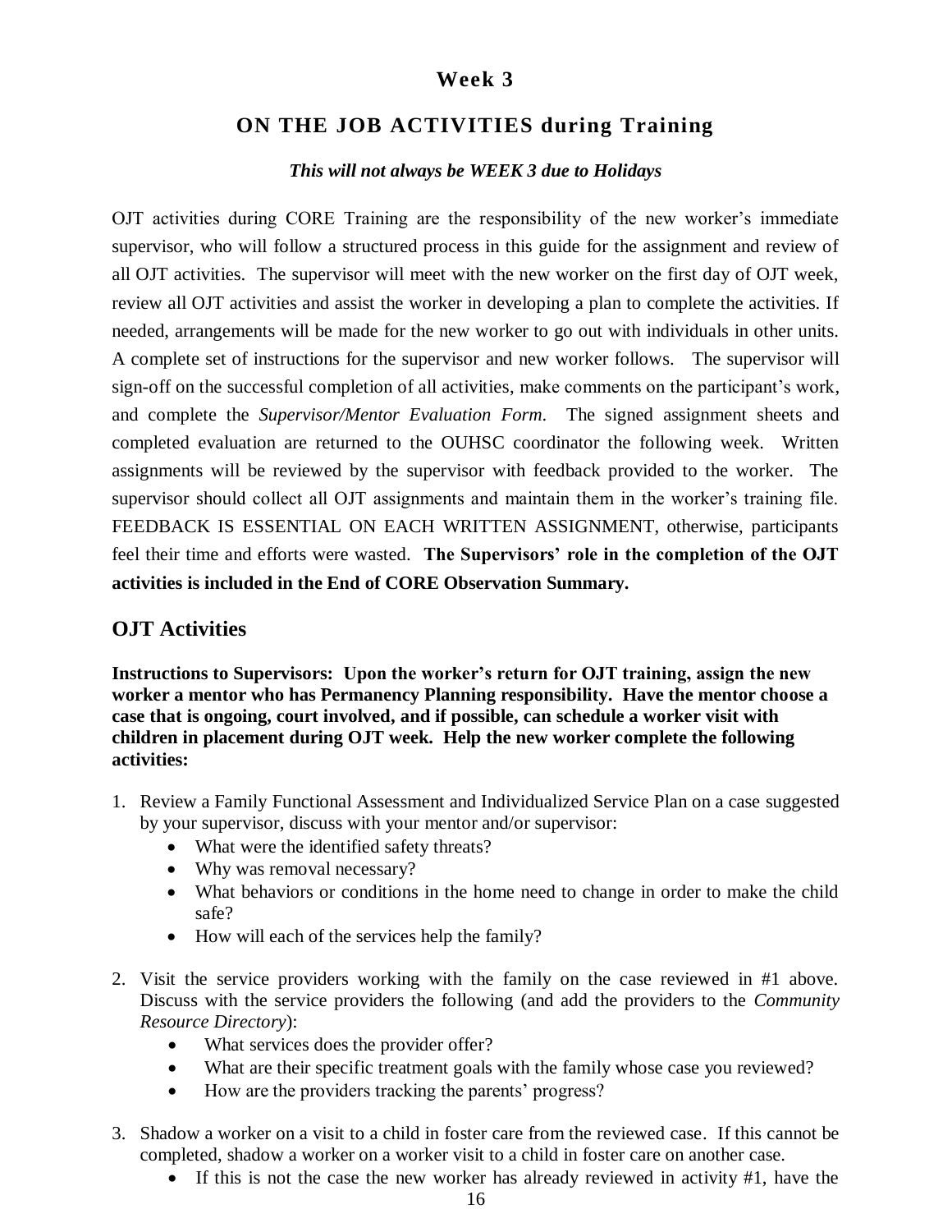# Week 3

## ON THE JOB ACTIVITIES during Training

***This will not always be WEEK 3 due to Holidays***

OJT activities during CORE Training are the responsibility of the new worker's immediate supervisor, who will follow a structured process in this guide for the assignment and review of all OJT activities. The supervisor will meet with the new worker on the first day of OJT week, review all OJT activities and assist the worker in developing a plan to complete the activities. If needed, arrangements will be made for the new worker to go out with individuals in other units. A complete set of instructions for the supervisor and new worker follows. The supervisor will sign-off on the successful completion of all activities, make comments on the participant's work, and complete the *Supervisor/Mentor Evaluation Form*. The signed assignment sheets and completed evaluation are returned to the OUHSC coordinator the following week. Written assignments will be reviewed by the supervisor with feedback provided to the worker. The supervisor should collect all OJT assignments and maintain them in the worker's training file. FEEDBACK IS ESSENTIAL ON EACH WRITTEN ASSIGNMENT, otherwise, participants feel their time and efforts were wasted. **The Supervisors' role in the completion of the OJT activities is included in the End of CORE Observation Summary.**

## OJT Activities

**Instructions to Supervisors: Upon the worker's return for OJT training, assign the new worker a mentor who has Permanency Planning responsibility. Have the mentor choose a case that is ongoing, court involved, and if possible, can schedule a worker visit with children in placement during OJT week. Help the new worker complete the following activities:**

1. Review a Family Functional Assessment and Individualized Service Plan on a case suggested by your supervisor, discuss with your mentor and/or supervisor:
   - What were the identified safety threats?
   - Why was removal necessary?
   - What behaviors or conditions in the home need to change in order to make the child safe?
   - How will each of the services help the family?
2. Visit the service providers working with the family on the case reviewed in #1 above. Discuss with the service providers the following (and add the providers to the *Community Resource Directory*):
   - What services does the provider offer?
   - What are their specific treatment goals with the family whose case you reviewed?
   - How are the providers tracking the parents' progress?
3. Shadow a worker on a visit to a child in foster care from the reviewed case. If this cannot be completed, shadow a worker on a worker visit to a child in foster care on another case.
   - If this is not the case the new worker has already reviewed in activity #1, have the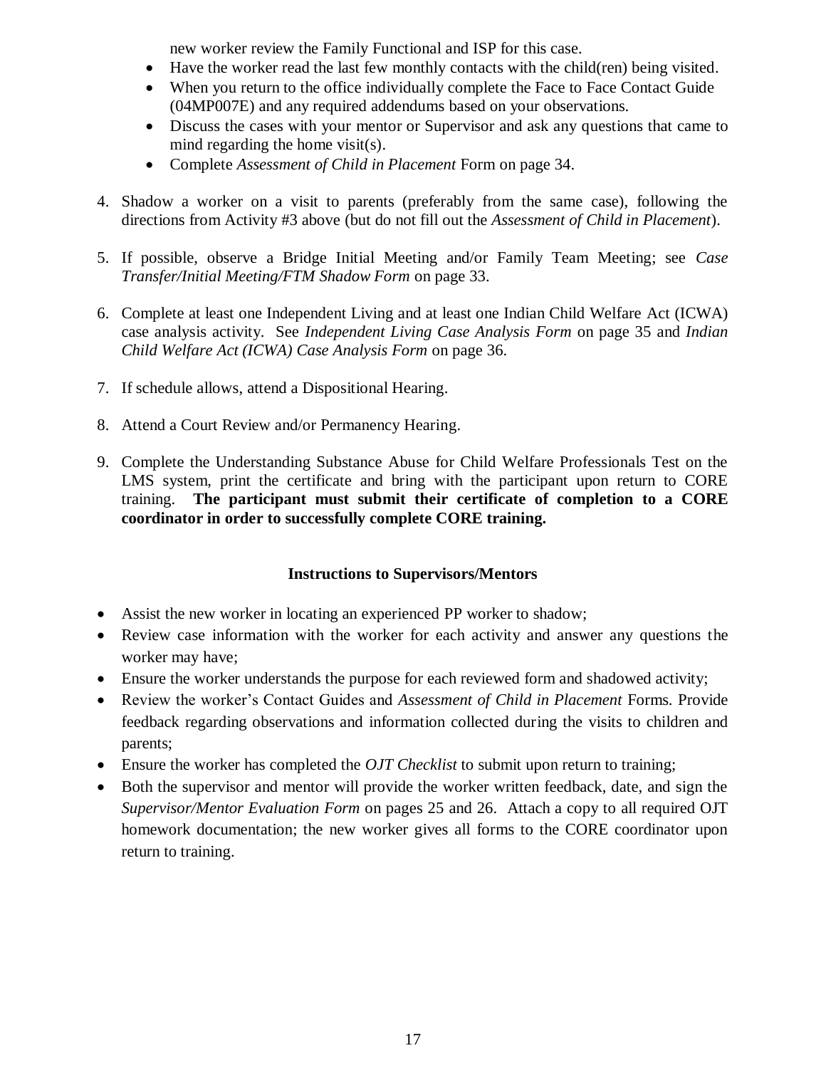new worker review the Family Functional and ISP for this case.

- Have the worker read the last few monthly contacts with the child(ren) being visited.
- When you return to the office individually complete the Face to Face Contact Guide (04MP007E) and any required addendums based on your observations.
- Discuss the cases with your mentor or Supervisor and ask any questions that came to mind regarding the home visit(s).
- Complete *Assessment of Child in Placement* Form on page 34.

4. Shadow a worker on a visit to parents (preferably from the same case), following the directions from Activity #3 above (but do not fill out the *Assessment of Child in Placement*).

5. If possible, observe a Bridge Initial Meeting and/or Family Team Meeting; see *Case Transfer/Initial Meeting/FTM Shadow Form* on page 33.

6. Complete at least one Independent Living and at least one Indian Child Welfare Act (ICWA) case analysis activity. See *Independent Living Case Analysis Form* on page 35 and *Indian Child Welfare Act (ICWA) Case Analysis Form* on page 36.

7. If schedule allows, attend a Dispositional Hearing.

8. Attend a Court Review and/or Permanency Hearing.

9. Complete the Understanding Substance Abuse for Child Welfare Professionals Test on the LMS system, print the certificate and bring with the participant upon return to CORE training. **The participant must submit their certificate of completion to a CORE coordinator in order to successfully complete CORE training.**

**Instructions to Supervisors/Mentors**

- Assist the new worker in locating an experienced PP worker to shadow;
- Review case information with the worker for each activity and answer any questions the worker may have;
- Ensure the worker understands the purpose for each reviewed form and shadowed activity;
- Review the worker's Contact Guides and *Assessment of Child in Placement* Forms. Provide feedback regarding observations and information collected during the visits to children and parents;
- Ensure the worker has completed the *OJT Checklist* to submit upon return to training;
- Both the supervisor and mentor will provide the worker written feedback, date, and sign the *Supervisor/Mentor Evaluation Form* on pages 25 and 26. Attach a copy to all required OJT homework documentation; the new worker gives all forms to the CORE coordinator upon return to training.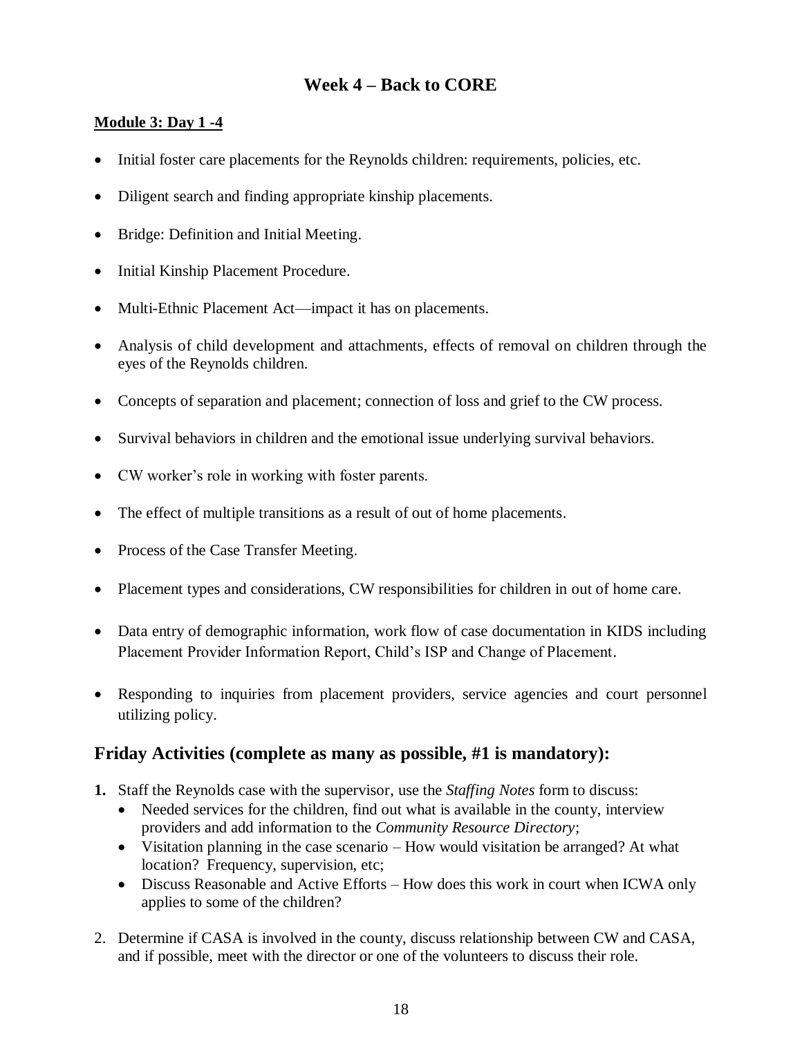# Week 4 – Back to CORE

**Module 3: Day 1 -4**

- Initial foster care placements for the Reynolds children: requirements, policies, etc.
- Diligent search and finding appropriate kinship placements.
- Bridge: Definition and Initial Meeting.
- Initial Kinship Placement Procedure.
- Multi-Ethnic Placement Act—impact it has on placements.
- Analysis of child development and attachments, effects of removal on children through the eyes of the Reynolds children.
- Concepts of separation and placement; connection of loss and grief to the CW process.
- Survival behaviors in children and the emotional issue underlying survival behaviors.
- CW worker's role in working with foster parents.
- The effect of multiple transitions as a result of out of home placements.
- Process of the Case Transfer Meeting.
- Placement types and considerations, CW responsibilities for children in out of home care.
- Data entry of demographic information, work flow of case documentation in KIDS including Placement Provider Information Report, Child's ISP and Change of Placement.
- Responding to inquiries from placement providers, service agencies and court personnel utilizing policy.

## Friday Activities (complete as many as possible, #1 is mandatory):

**1.** Staff the Reynolds case with the supervisor, use the *Staffing Notes* form to discuss:
   - Needed services for the children, find out what is available in the county, interview providers and add information to the *Community Resource Directory*;
   - Visitation planning in the case scenario – How would visitation be arranged? At what location? Frequency, supervision, etc;
   - Discuss Reasonable and Active Efforts – How does this work in court when ICWA only applies to some of the children?

2. Determine if CASA is involved in the county, discuss relationship between CW and CASA, and if possible, meet with the director or one of the volunteers to discuss their role.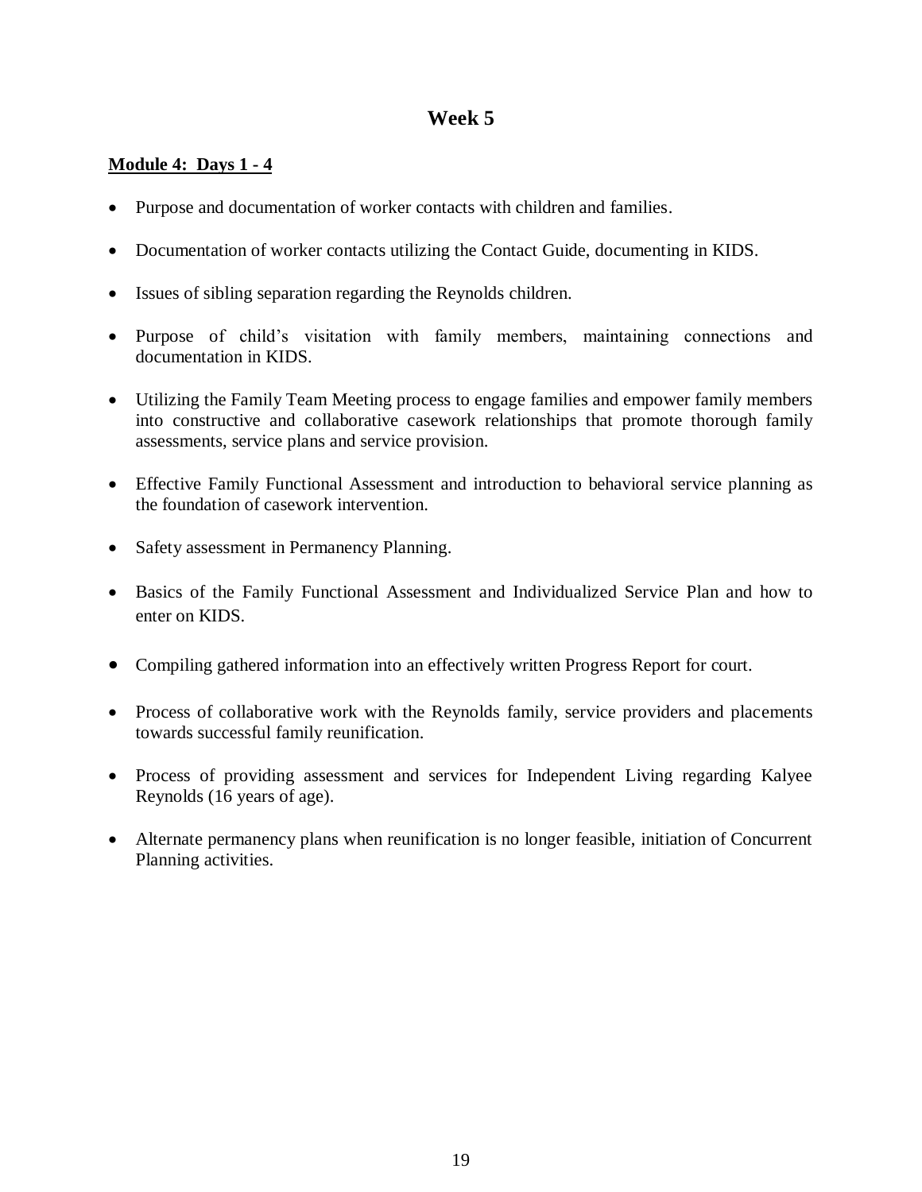# Week 5

**Module 4: Days 1 - 4**

- Purpose and documentation of worker contacts with children and families.
- Documentation of worker contacts utilizing the Contact Guide, documenting in KIDS.
- Issues of sibling separation regarding the Reynolds children.
- Purpose of child's visitation with family members, maintaining connections and documentation in KIDS.
- Utilizing the Family Team Meeting process to engage families and empower family members into constructive and collaborative casework relationships that promote thorough family assessments, service plans and service provision.
- Effective Family Functional Assessment and introduction to behavioral service planning as the foundation of casework intervention.
- Safety assessment in Permanency Planning.
- Basics of the Family Functional Assessment and Individualized Service Plan and how to enter on KIDS.
- Compiling gathered information into an effectively written Progress Report for court.
- Process of collaborative work with the Reynolds family, service providers and placements towards successful family reunification.
- Process of providing assessment and services for Independent Living regarding Kalyee Reynolds (16 years of age).
- Alternate permanency plans when reunification is no longer feasible, initiation of Concurrent Planning activities.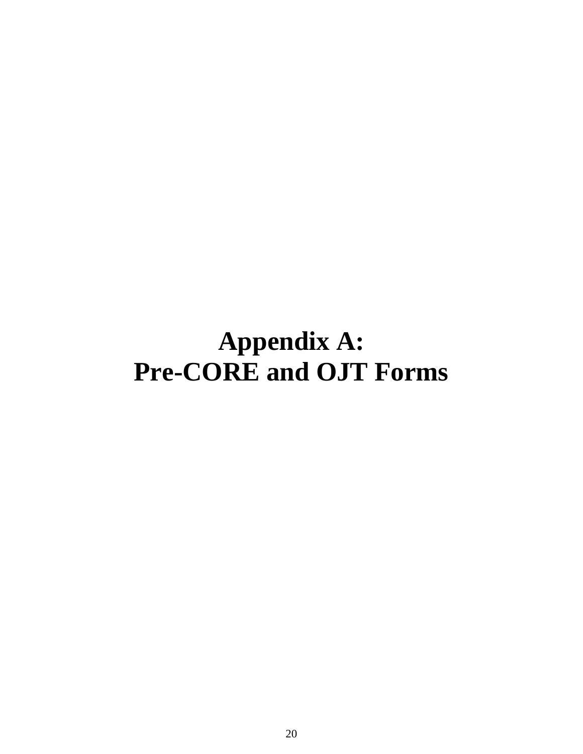# Appendix A:
# Pre-CORE and OJT Forms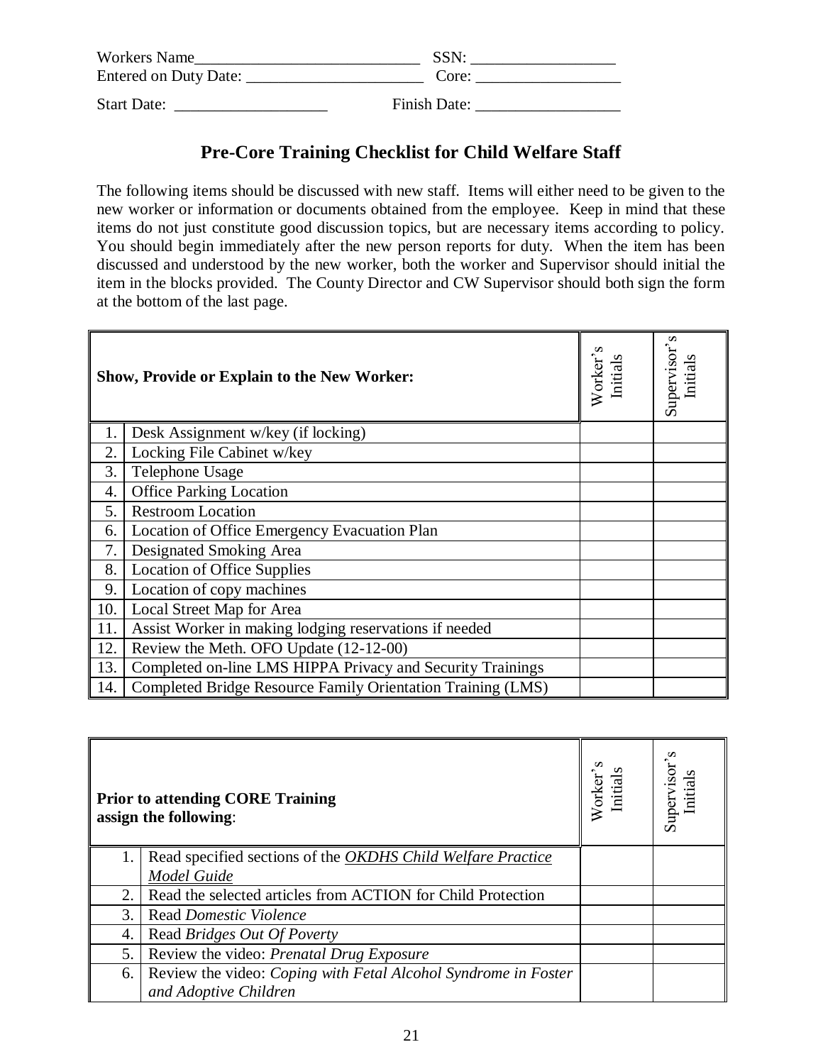Workers Name\_\_\_\_\_\_\_\_\_\_\_\_\_\_\_\_\_\_\_\_\_\_\_\_\_\_\_\_ SSN: \_\_\_\_\_\_\_\_\_\_\_\_\_\_\_\_\_\_

Entered on Duty Date: \_\_\_\_\_\_\_\_\_\_\_\_\_\_\_\_\_\_\_\_\_\_ Core: \_\_\_\_\_\_\_\_\_\_\_\_\_\_\_\_\_\_

Start Date: \_\_\_\_\_\_\_\_\_\_\_\_\_\_\_\_\_\_\_ Finish Date: \_\_\_\_\_\_\_\_\_\_\_\_\_\_\_\_\_\_

## Pre-Core Training Checklist for Child Welfare Staff

The following items should be discussed with new staff. Items will either need to be given to the new worker or information or documents obtained from the employee. Keep in mind that these items do not just constitute good discussion topics, but are necessary items according to policy. You should begin immediately after the new person reports for duty. When the item has been discussed and understood by the new worker, both the worker and Supervisor should initial the item in the blocks provided. The County Director and CW Supervisor should both sign the form at the bottom of the last page.

| | **Show, Provide or Explain to the New Worker:** | Worker's Initials | Supervisor's Initials |
|---|---|---|---|
| 1. | Desk Assignment w/key (if locking) | | |
| 2. | Locking File Cabinet w/key | | |
| 3. | Telephone Usage | | |
| 4. | Office Parking Location | | |
| 5. | Restroom Location | | |
| 6. | Location of Office Emergency Evacuation Plan | | |
| 7. | Designated Smoking Area | | |
| 8. | Location of Office Supplies | | |
| 9. | Location of copy machines | | |
| 10. | Local Street Map for Area | | |
| 11. | Assist Worker in making lodging reservations if needed | | |
| 12. | Review the Meth. OFO Update (12-12-00) | | |
| 13. | Completed on-line LMS HIPPA Privacy and Security Trainings | | |
| 14. | Completed Bridge Resource Family Orientation Training (LMS) | | |

| | **Prior to attending CORE Training assign the following**: | Worker's Initials | Supervisor's Initials |
|---|---|---|---|
| 1. | Read specified sections of the *OKDHS Child Welfare Practice Model Guide* | | |
| 2. | Read the selected articles from ACTION for Child Protection | | |
| 3. | Read *Domestic Violence* | | |
| 4. | Read *Bridges Out Of Poverty* | | |
| 5. | Review the video: *Prenatal Drug Exposure* | | |
| 6. | Review the video: *Coping with Fetal Alcohol Syndrome in Foster and Adoptive Children* | | |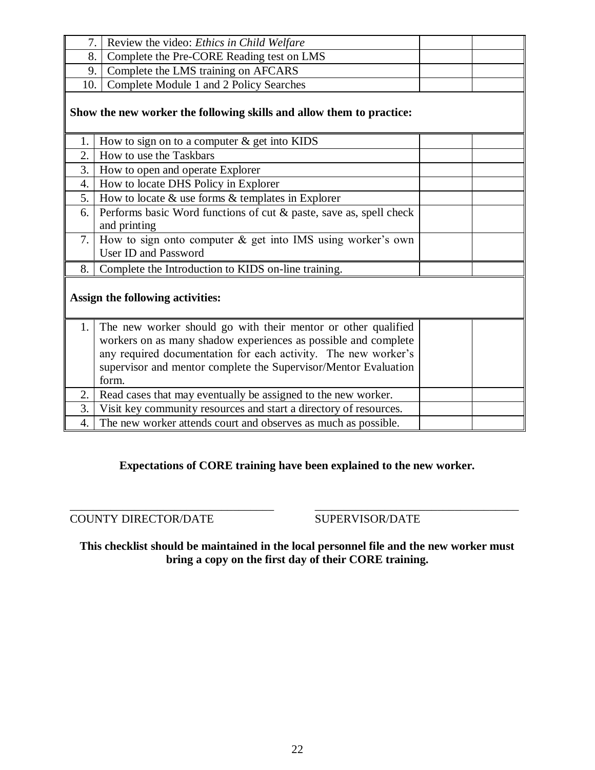| | | | |
|---|---|---|---|
| 7. | Review the video: *Ethics in Child Welfare* | | |
| 8. | Complete the Pre-CORE Reading test on LMS | | |
| 9. | Complete the LMS training on AFCARS | | |
| 10. | Complete Module 1 and 2 Policy Searches | | |
| **Show the new worker the following skills and allow them to practice:** | | | |
| 1. | How to sign on to a computer & get into KIDS | | |
| 2. | How to use the Taskbars | | |
| 3. | How to open and operate Explorer | | |
| 4. | How to locate DHS Policy in Explorer | | |
| 5. | How to locate & use forms & templates in Explorer | | |
| 6. | Performs basic Word functions of cut & paste, save as, spell check and printing | | |
| 7. | How to sign onto computer & get into IMS using worker's own User ID and Password | | |
| 8. | Complete the Introduction to KIDS on-line training. | | |
| **Assign the following activities:** | | | |
| 1. | The new worker should go with their mentor or other qualified workers on as many shadow experiences as possible and complete any required documentation for each activity. The new worker's supervisor and mentor complete the Supervisor/Mentor Evaluation form. | | |
| 2. | Read cases that may eventually be assigned to the new worker. | | |
| 3. | Visit key community resources and start a directory of resources. | | |
| 4. | The new worker attends court and observes as much as possible. | | |

**Expectations of CORE training have been explained to the new worker.**

_________________________________ COUNTY DIRECTOR/DATE

_________________________________ SUPERVISOR/DATE

**This checklist should be maintained in the local personnel file and the new worker must bring a copy on the first day of their CORE training.**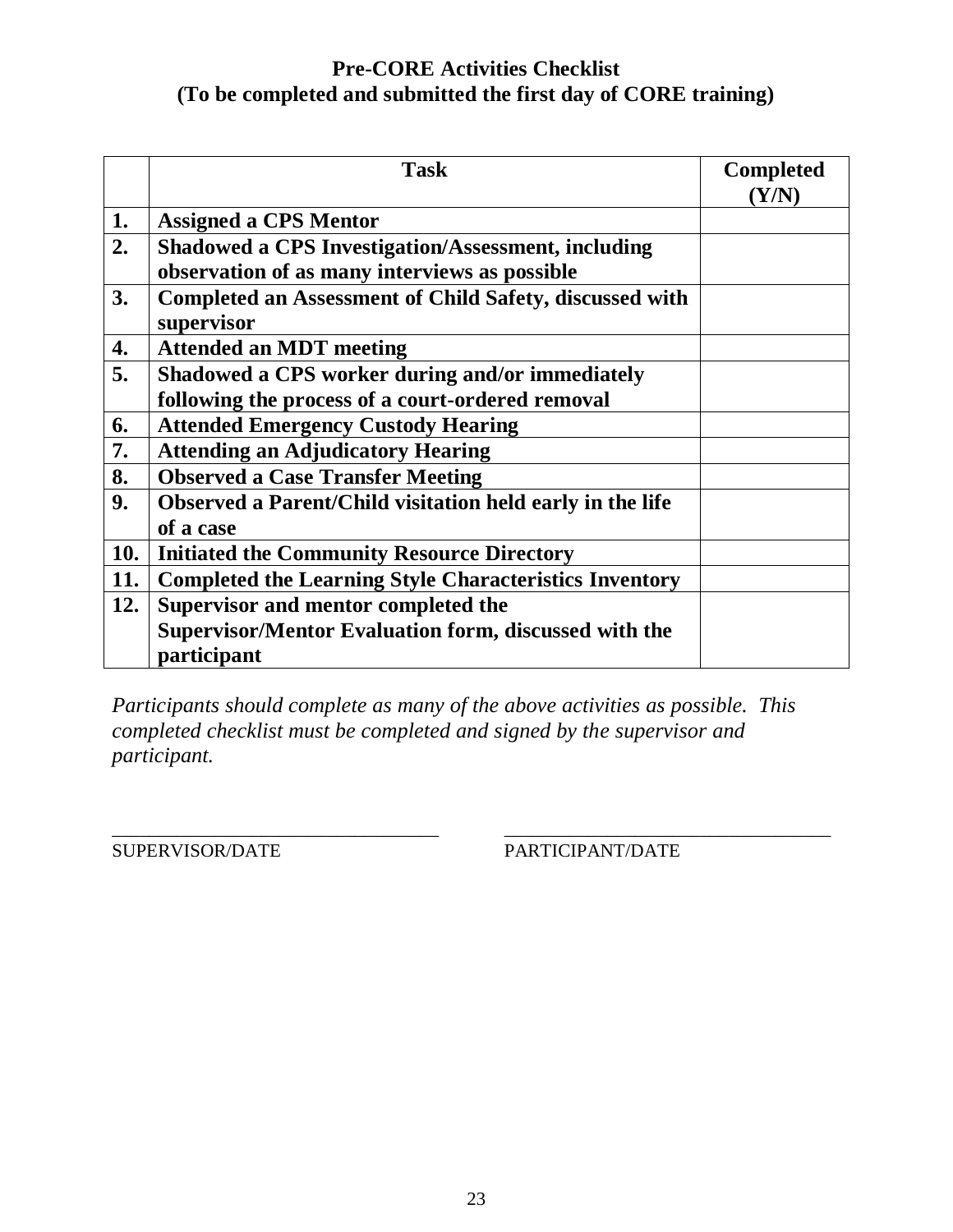## Pre-CORE Activities Checklist
## (To be completed and submitted the first day of CORE training)

| | **Task** | **Completed (Y/N)** |
|---|---|---|
| **1.** | **Assigned a CPS Mentor** | |
| **2.** | **Shadowed a CPS Investigation/Assessment, including observation of as many interviews as possible** | |
| **3.** | **Completed an Assessment of Child Safety, discussed with supervisor** | |
| **4.** | **Attended an MDT meeting** | |
| **5.** | **Shadowed a CPS worker during and/or immediately following the process of a court-ordered removal** | |
| **6.** | **Attended Emergency Custody Hearing** | |
| **7.** | **Attending an Adjudicatory Hearing** | |
| **8.** | **Observed a Case Transfer Meeting** | |
| **9.** | **Observed a Parent/Child visitation held early in the life of a case** | |
| **10.** | **Initiated the Community Resource Directory** | |
| **11.** | **Completed the Learning Style Characteristics Inventory** | |
| **12.** | **Supervisor and mentor completed the Supervisor/Mentor Evaluation form, discussed with the participant** | |

*Participants should complete as many of the above activities as possible. This completed checklist must be completed and signed by the supervisor and participant.*

\_\_\_\_\_\_\_\_\_\_\_\_\_\_\_\_\_\_\_\_\_\_\_\_\_\_\_\_\_\_\_\_\_\_ \_\_\_\_\_\_\_\_\_\_\_\_\_\_\_\_\_\_\_\_\_\_\_\_\_\_\_\_\_\_\_\_\_\_

SUPERVISOR/DATE PARTICIPANT/DATE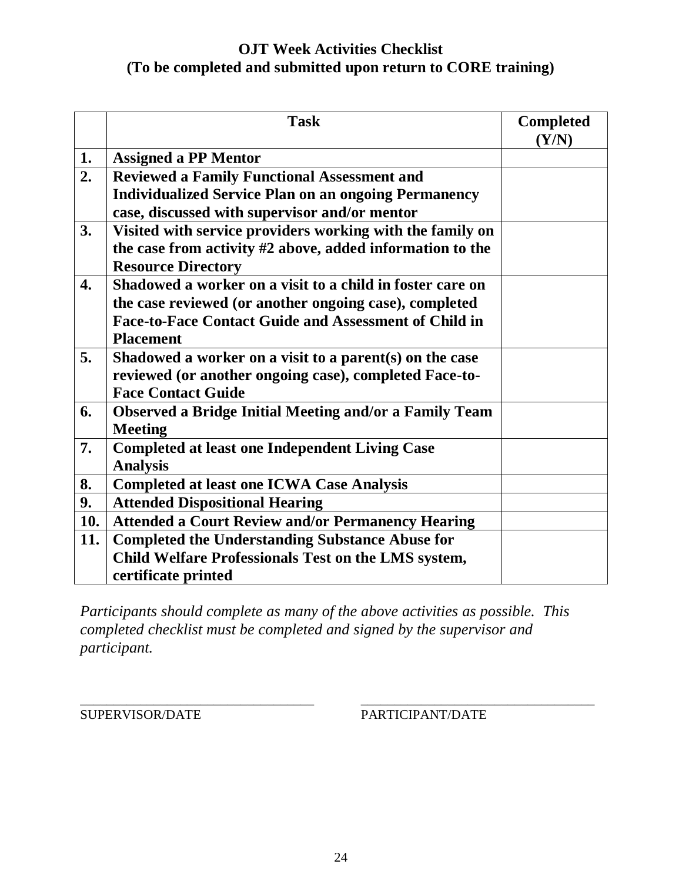## OJT Week Activities Checklist
## (To be completed and submitted upon return to CORE training)

| | Task | Completed (Y/N) |
|---|---|---|
| 1. | Assigned a PP Mentor | |
| 2. | Reviewed a Family Functional Assessment and Individualized Service Plan on an ongoing Permanency case, discussed with supervisor and/or mentor | |
| 3. | Visited with service providers working with the family on the case from activity #2 above, added information to the Resource Directory | |
| 4. | Shadowed a worker on a visit to a child in foster care on the case reviewed (or another ongoing case), completed Face-to-Face Contact Guide and Assessment of Child in Placement | |
| 5. | Shadowed a worker on a visit to a parent(s) on the case reviewed (or another ongoing case), completed Face-to-Face Contact Guide | |
| 6. | Observed a Bridge Initial Meeting and/or a Family Team Meeting | |
| 7. | Completed at least one Independent Living Case Analysis | |
| 8. | Completed at least one ICWA Case Analysis | |
| 9. | Attended Dispositional Hearing | |
| 10. | Attended a Court Review and/or Permanency Hearing | |
| 11. | Completed the Understanding Substance Abuse for Child Welfare Professionals Test on the LMS system, certificate printed | |

*Participants should complete as many of the above activities as possible. This completed checklist must be completed and signed by the supervisor and participant.*

\_\_\_\_\_\_\_\_\_\_\_\_\_\_\_\_\_\_\_\_\_\_\_\_\_\_\_\_\_\_\_\_\_\_
SUPERVISOR/DATE

\_\_\_\_\_\_\_\_\_\_\_\_\_\_\_\_\_\_\_\_\_\_\_\_\_\_\_\_\_\_\_\_\_\_
PARTICIPANT/DATE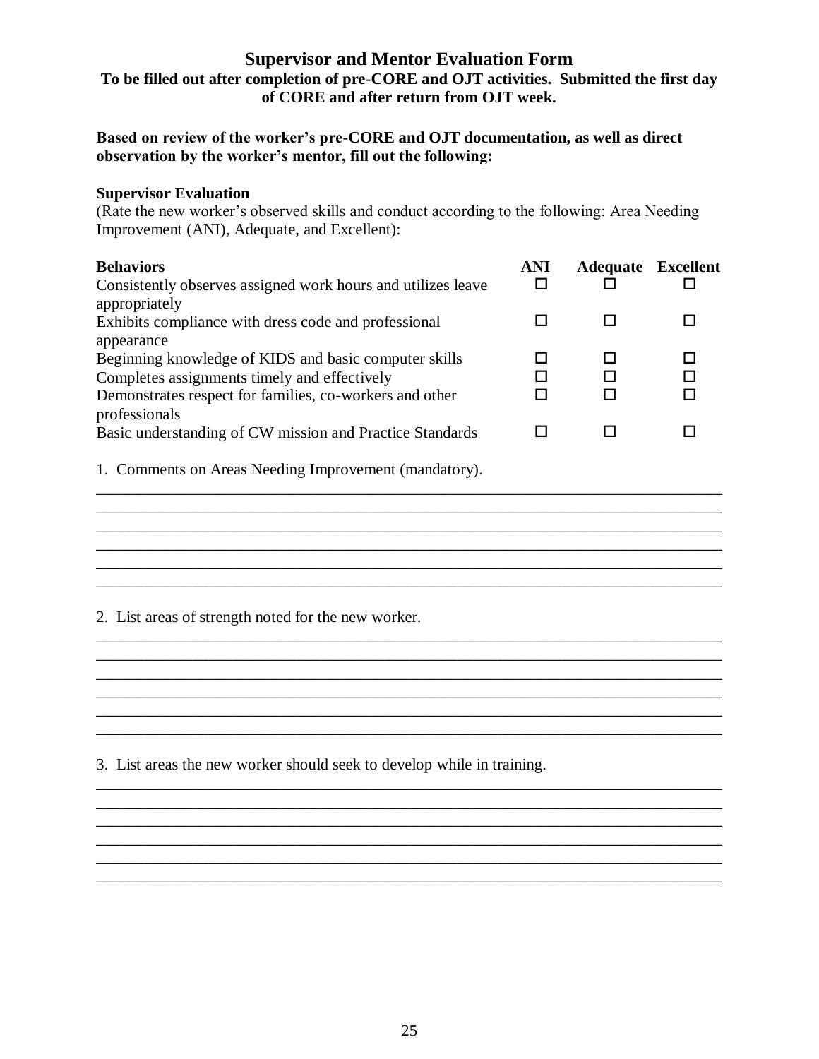# Supervisor and Mentor Evaluation Form

**To be filled out after completion of pre-CORE and OJT activities. Submitted the first day of CORE and after return from OJT week.**

**Based on review of the worker's pre-CORE and OJT documentation, as well as direct observation by the worker's mentor, fill out the following:**

**Supervisor Evaluation**

(Rate the new worker's observed skills and conduct according to the following: Area Needing Improvement (ANI), Adequate, and Excellent):

| Behaviors | ANI | Adequate | Excellent |
|---|---|---|---|
| Consistently observes assigned work hours and utilizes leave appropriately | ☐ | ☐ | ☐ |
| Exhibits compliance with dress code and professional appearance | ☐ | ☐ | ☐ |
| Beginning knowledge of KIDS and basic computer skills | ☐ | ☐ | ☐ |
| Completes assignments timely and effectively | ☐ | ☐ | ☐ |
| Demonstrates respect for families, co-workers and other professionals | ☐ | ☐ | ☐ |
| Basic understanding of CW mission and Practice Standards | ☐ | ☐ | ☐ |

1. Comments on Areas Needing Improvement (mandatory).

______________________________________________________________________________
______________________________________________________________________________
______________________________________________________________________________
______________________________________________________________________________
______________________________________________________________________________
______________________________________________________________________________

2. List areas of strength noted for the new worker.

______________________________________________________________________________
______________________________________________________________________________
______________________________________________________________________________
______________________________________________________________________________
______________________________________________________________________________
______________________________________________________________________________

3. List areas the new worker should seek to develop while in training.

______________________________________________________________________________
______________________________________________________________________________
______________________________________________________________________________
______________________________________________________________________________
______________________________________________________________________________
______________________________________________________________________________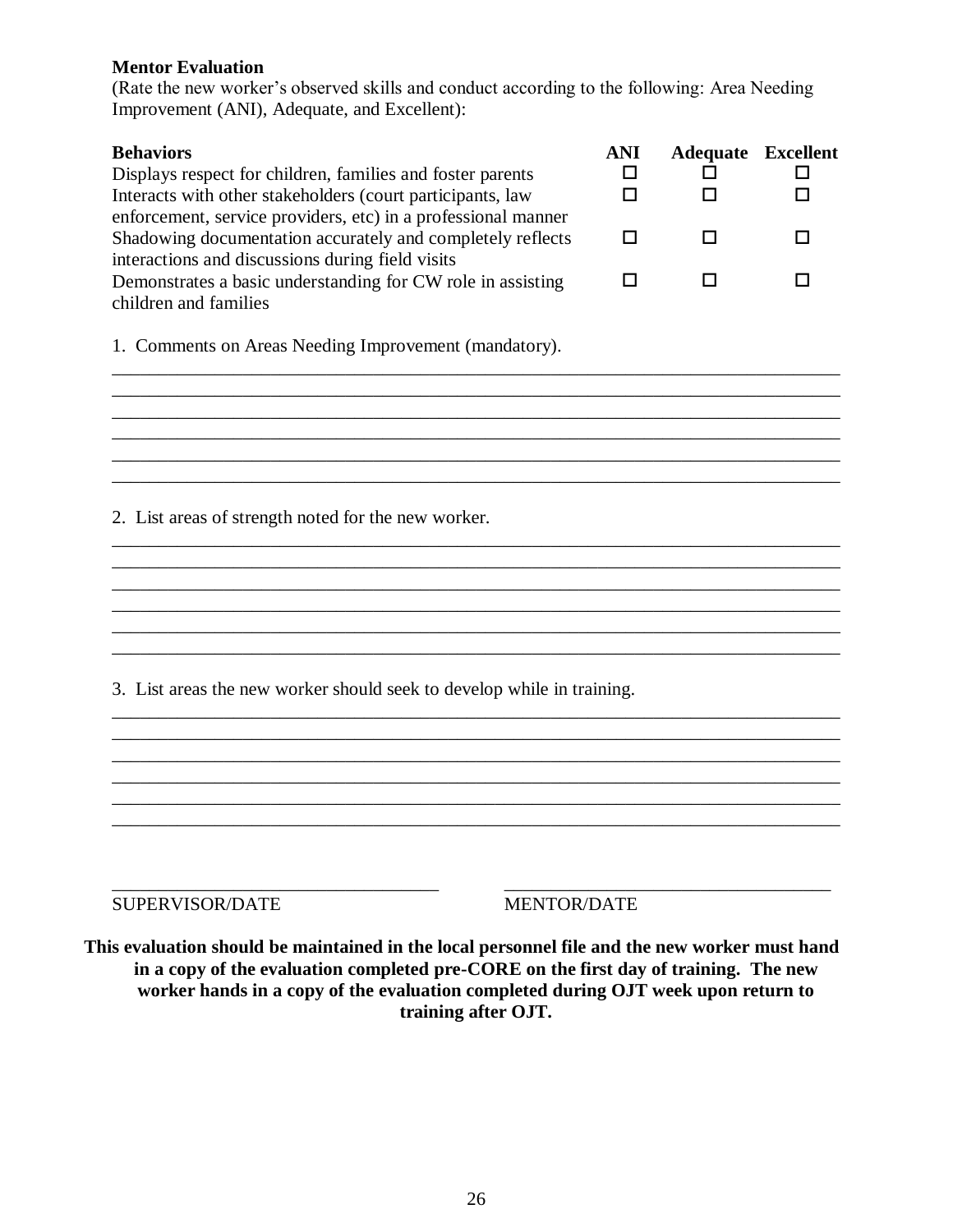**Mentor Evaluation**

(Rate the new worker's observed skills and conduct according to the following: Area Needing Improvement (ANI), Adequate, and Excellent):

| **Behaviors** | **ANI** | **Adequate** | **Excellent** |
|---|---|---|---|
| Displays respect for children, families and foster parents | ☐ | ☐ | ☐ |
| Interacts with other stakeholders (court participants, law enforcement, service providers, etc) in a professional manner | ☐ | ☐ | ☐ |
| Shadowing documentation accurately and completely reflects interactions and discussions during field visits | ☐ | ☐ | ☐ |
| Demonstrates a basic understanding for CW role in assisting children and families | ☐ | ☐ | ☐ |

1. Comments on Areas Needing Improvement (mandatory).

______________________________________________________________________________
______________________________________________________________________________
______________________________________________________________________________
______________________________________________________________________________
______________________________________________________________________________
______________________________________________________________________________

2. List areas of strength noted for the new worker.

______________________________________________________________________________
______________________________________________________________________________
______________________________________________________________________________
______________________________________________________________________________
______________________________________________________________________________
______________________________________________________________________________

3. List areas the new worker should seek to develop while in training.

______________________________________________________________________________
______________________________________________________________________________
______________________________________________________________________________
______________________________________________________________________________
______________________________________________________________________________
______________________________________________________________________________

___________________________________ ___________________________________

SUPERVISOR/DATE MENTOR/DATE

**This evaluation should be maintained in the local personnel file and the new worker must hand in a copy of the evaluation completed pre-CORE on the first day of training. The new worker hands in a copy of the evaluation completed during OJT week upon return to training after OJT.**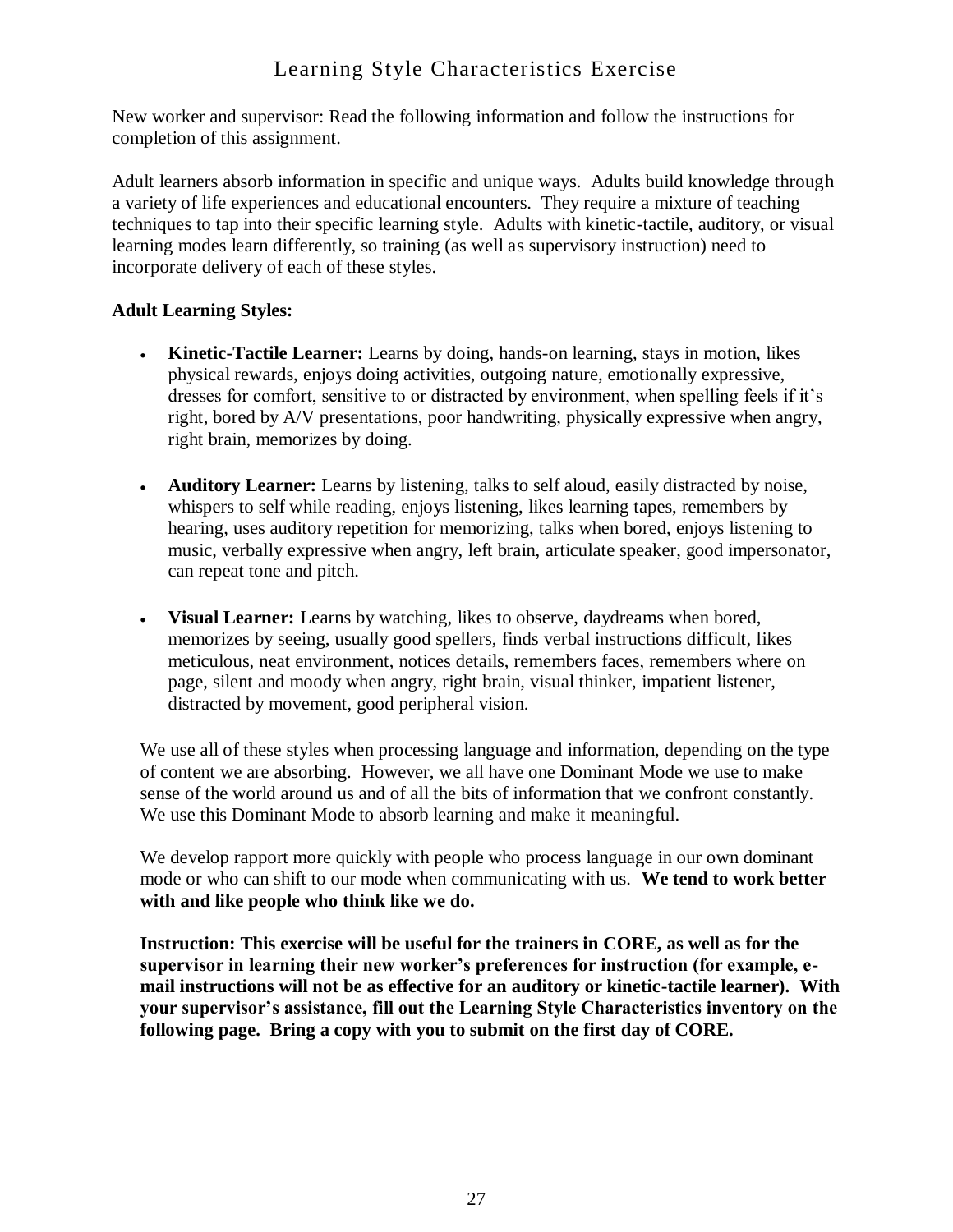# Learning Style Characteristics Exercise

New worker and supervisor: Read the following information and follow the instructions for completion of this assignment.

Adult learners absorb information in specific and unique ways. Adults build knowledge through a variety of life experiences and educational encounters. They require a mixture of teaching techniques to tap into their specific learning style. Adults with kinetic-tactile, auditory, or visual learning modes learn differently, so training (as well as supervisory instruction) need to incorporate delivery of each of these styles.

**Adult Learning Styles:**

- **Kinetic-Tactile Learner:** Learns by doing, hands-on learning, stays in motion, likes physical rewards, enjoys doing activities, outgoing nature, emotionally expressive, dresses for comfort, sensitive to or distracted by environment, when spelling feels if it's right, bored by A/V presentations, poor handwriting, physically expressive when angry, right brain, memorizes by doing.

- **Auditory Learner:** Learns by listening, talks to self aloud, easily distracted by noise, whispers to self while reading, enjoys listening, likes learning tapes, remembers by hearing, uses auditory repetition for memorizing, talks when bored, enjoys listening to music, verbally expressive when angry, left brain, articulate speaker, good impersonator, can repeat tone and pitch.

- **Visual Learner:** Learns by watching, likes to observe, daydreams when bored, memorizes by seeing, usually good spellers, finds verbal instructions difficult, likes meticulous, neat environment, notices details, remembers faces, remembers where on page, silent and moody when angry, right brain, visual thinker, impatient listener, distracted by movement, good peripheral vision.

We use all of these styles when processing language and information, depending on the type of content we are absorbing. However, we all have one Dominant Mode we use to make sense of the world around us and of all the bits of information that we confront constantly. We use this Dominant Mode to absorb learning and make it meaningful.

We develop rapport more quickly with people who process language in our own dominant mode or who can shift to our mode when communicating with us. **We tend to work better with and like people who think like we do.**

**Instruction: This exercise will be useful for the trainers in CORE, as well as for the supervisor in learning their new worker's preferences for instruction (for example, e-mail instructions will not be as effective for an auditory or kinetic-tactile learner). With your supervisor's assistance, fill out the Learning Style Characteristics inventory on the following page. Bring a copy with you to submit on the first day of CORE.**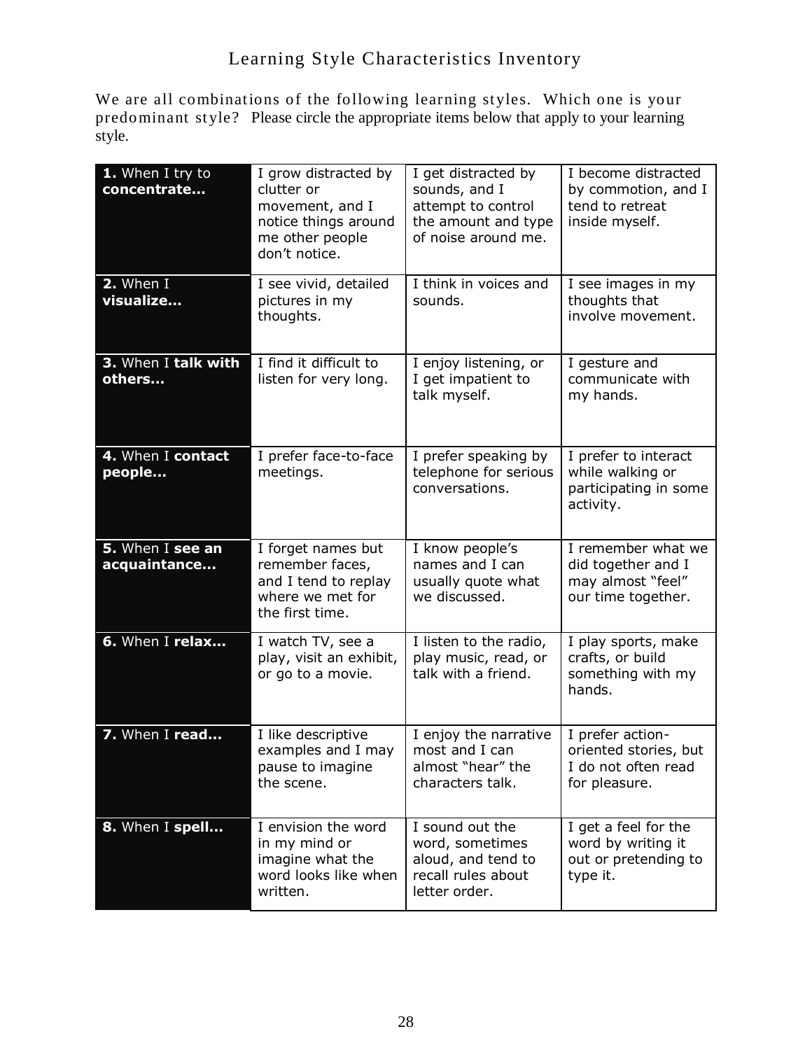# Learning Style Characteristics Inventory

We are all combinations of the following learning styles. Which one is your predominant style? Please circle the appropriate items below that apply to your learning style.

| | | | |
|---|---|---|---|
| **1.** When I try to **concentrate…** | I grow distracted by clutter or movement, and I notice things around me other people don't notice. | I get distracted by sounds, and I attempt to control the amount and type of noise around me. | I become distracted by commotion, and I tend to retreat inside myself. |
| **2.** When I **visualize…** | I see vivid, detailed pictures in my thoughts. | I think in voices and sounds. | I see images in my thoughts that involve movement. |
| **3.** When I **talk with others…** | I find it difficult to listen for very long. | I enjoy listening, or I get impatient to talk myself. | I gesture and communicate with my hands. |
| **4.** When I **contact people…** | I prefer face-to-face meetings. | I prefer speaking by telephone for serious conversations. | I prefer to interact while walking or participating in some activity. |
| **5.** When I **see an acquaintance…** | I forget names but remember faces, and I tend to replay where we met for the first time. | I know people's names and I can usually quote what we discussed. | I remember what we did together and I may almost "feel" our time together. |
| **6.** When I **relax…** | I watch TV, see a play, visit an exhibit, or go to a movie. | I listen to the radio, play music, read, or talk with a friend. | I play sports, make crafts, or build something with my hands. |
| **7.** When I **read…** | I like descriptive examples and I may pause to imagine the scene. | I enjoy the narrative most and I can almost "hear" the characters talk. | I prefer action-oriented stories, but I do not often read for pleasure. |
| **8.** When I **spell…** | I envision the word in my mind or imagine what the word looks like when written. | I sound out the word, sometimes aloud, and tend to recall rules about letter order. | I get a feel for the word by writing it out or pretending to type it. |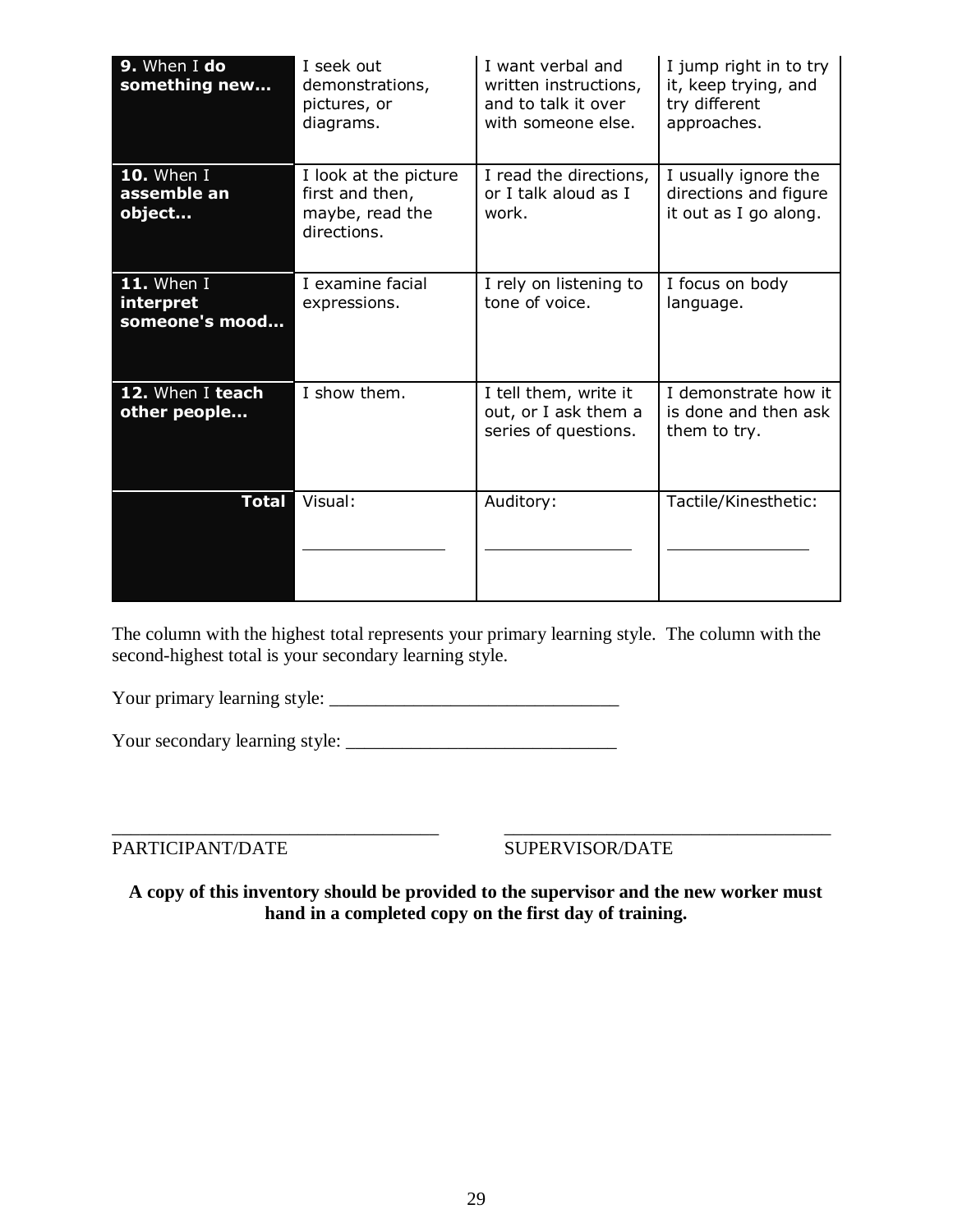| | | | |
|---|---|---|---|
| **9.** When I **do something new…** | I seek out demonstrations, pictures, or diagrams. | I want verbal and written instructions, and to talk it over with someone else. | I jump right in to try it, keep trying, and try different approaches. |
| **10.** When I **assemble an object…** | I look at the picture first and then, maybe, read the directions. | I read the directions, or I talk aloud as I work. | I usually ignore the directions and figure it out as I go along. |
| **11.** When I **interpret someone's mood…** | I examine facial expressions. | I rely on listening to tone of voice. | I focus on body language. |
| **12.** When I **teach other people…** | I show them. | I tell them, write it out, or I ask them a series of questions. | I demonstrate how it is done and then ask them to try. |
| **Total** | Visual: ______________ | Auditory: ______________ | Tactile/Kinesthetic: ______________ |

The column with the highest total represents your primary learning style. The column with the second-highest total is your secondary learning style.

Your primary learning style: ______________________________

Your secondary learning style: ____________________________

___________________________________ &nbsp;&nbsp;&nbsp;&nbsp;&nbsp;&nbsp; ___________________________________

PARTICIPANT/DATE &nbsp;&nbsp;&nbsp;&nbsp;&nbsp;&nbsp;&nbsp;&nbsp;&nbsp;&nbsp;&nbsp;&nbsp;&nbsp;&nbsp;&nbsp;&nbsp;&nbsp;&nbsp;&nbsp;&nbsp;&nbsp;&nbsp;&nbsp;&nbsp;&nbsp;&nbsp; SUPERVISOR/DATE

**A copy of this inventory should be provided to the supervisor and the new worker must hand in a completed copy on the first day of training.**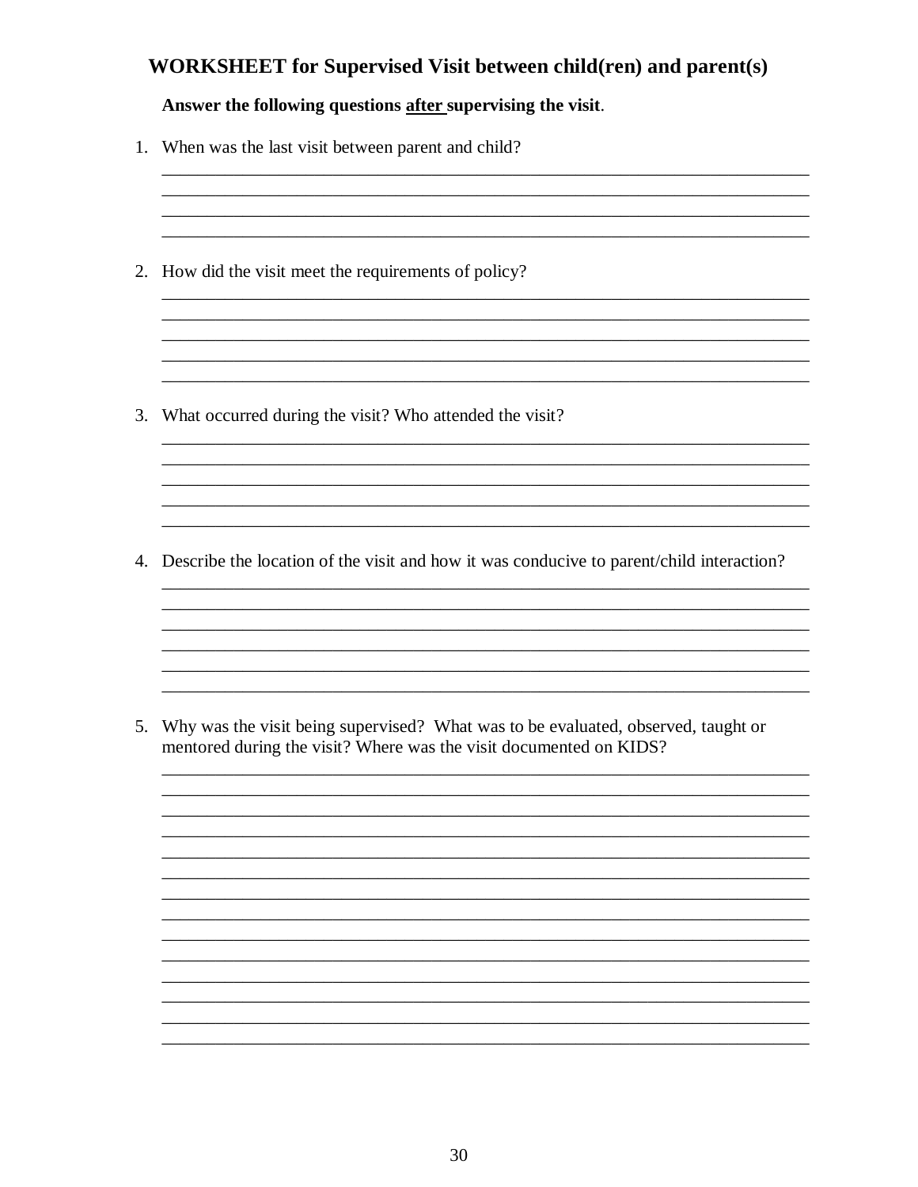## WORKSHEET for Supervised Visit between child(ren) and parent(s)

**Answer the following questions <u>after</u> supervising the visit.**

1. When was the last visit between parent and child?

____________________________________________________________________________
____________________________________________________________________________
____________________________________________________________________________
____________________________________________________________________________

2. How did the visit meet the requirements of policy?

____________________________________________________________________________
____________________________________________________________________________
____________________________________________________________________________
____________________________________________________________________________
____________________________________________________________________________

3. What occurred during the visit? Who attended the visit?

____________________________________________________________________________
____________________________________________________________________________
____________________________________________________________________________
____________________________________________________________________________
____________________________________________________________________________

4. Describe the location of the visit and how it was conducive to parent/child interaction?

____________________________________________________________________________
____________________________________________________________________________
____________________________________________________________________________
____________________________________________________________________________
____________________________________________________________________________
____________________________________________________________________________

5. Why was the visit being supervised? What was to be evaluated, observed, taught or mentored during the visit? Where was the visit documented on KIDS?

____________________________________________________________________________
____________________________________________________________________________
____________________________________________________________________________
____________________________________________________________________________
____________________________________________________________________________
____________________________________________________________________________
____________________________________________________________________________
____________________________________________________________________________
____________________________________________________________________________
____________________________________________________________________________
____________________________________________________________________________
____________________________________________________________________________
____________________________________________________________________________
____________________________________________________________________________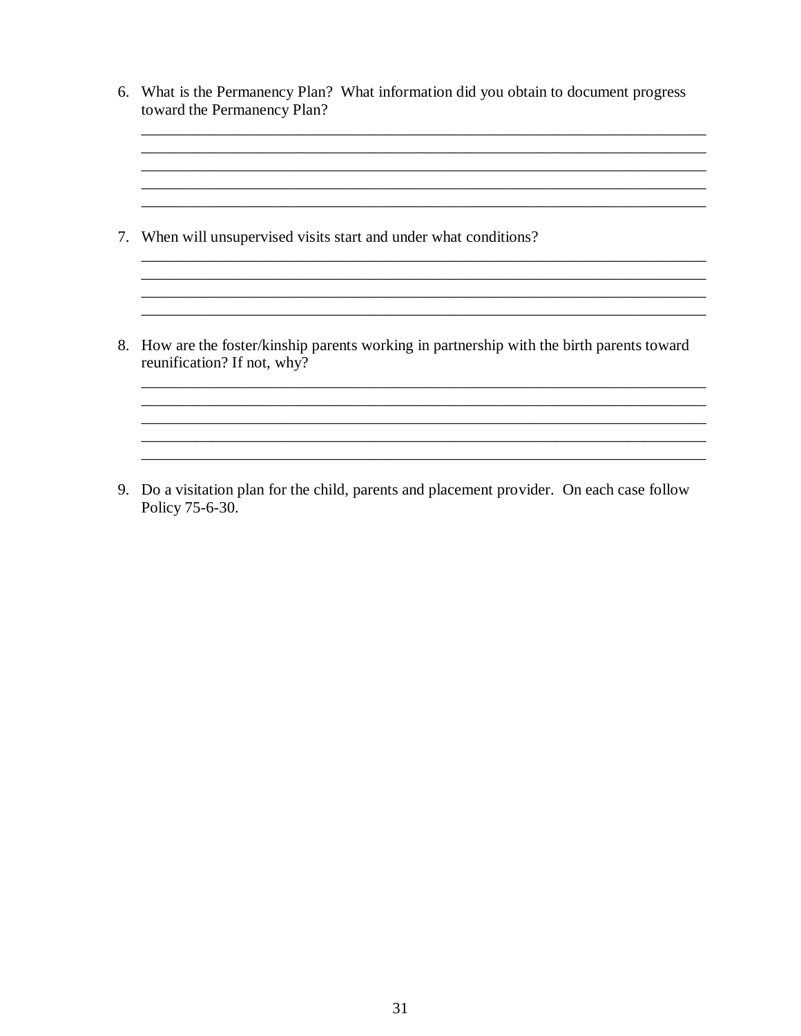6. What is the Permanency Plan? What information did you obtain to document progress toward the Permanency Plan?

___________________________________________________________________________
___________________________________________________________________________
___________________________________________________________________________
___________________________________________________________________________
___________________________________________________________________________

7. When will unsupervised visits start and under what conditions?

___________________________________________________________________________
___________________________________________________________________________
___________________________________________________________________________
___________________________________________________________________________

8. How are the foster/kinship parents working in partnership with the birth parents toward reunification? If not, why?

___________________________________________________________________________
___________________________________________________________________________
___________________________________________________________________________
___________________________________________________________________________
___________________________________________________________________________

9. Do a visitation plan for the child, parents and placement provider. On each case follow Policy 75-6-30.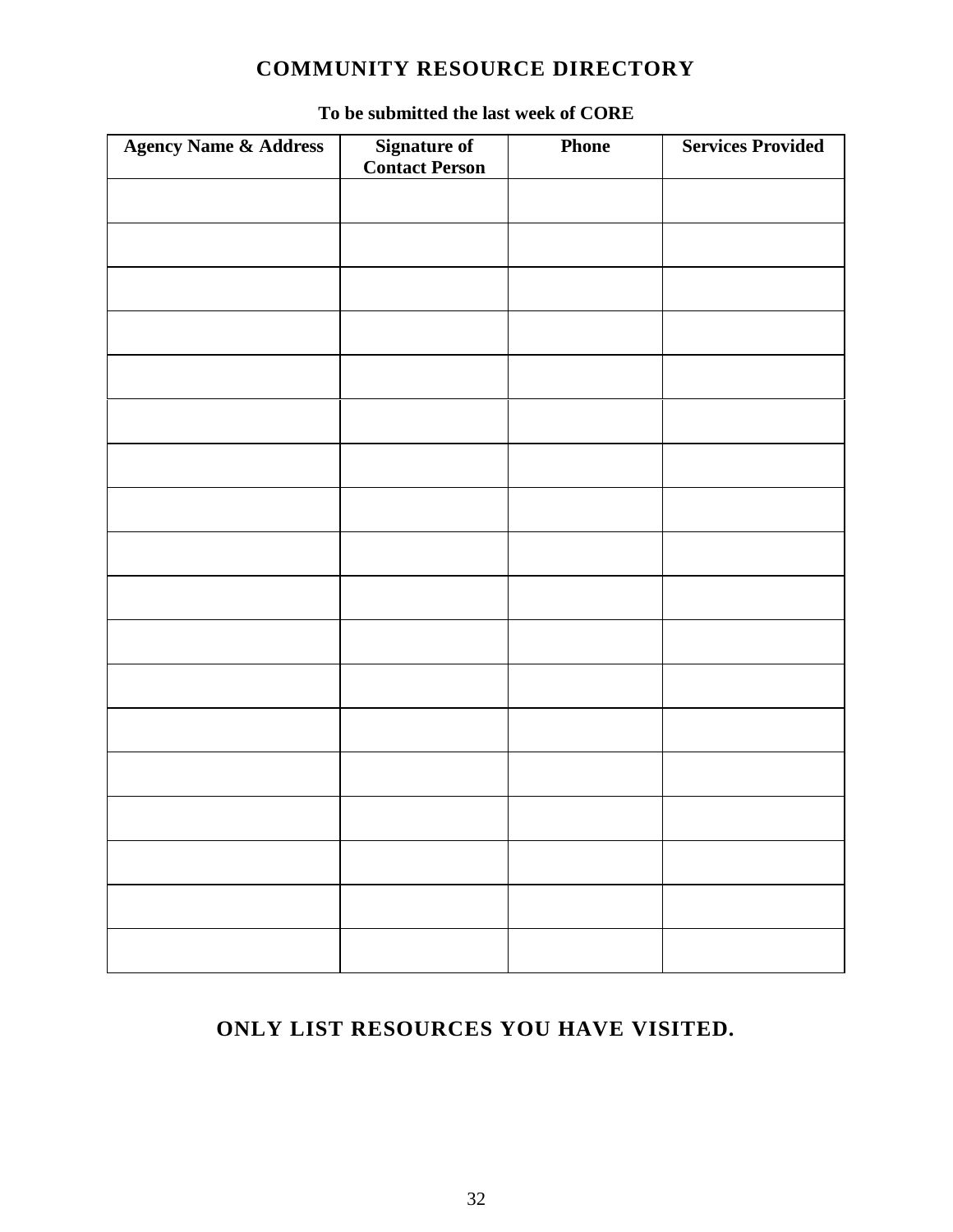# COMMUNITY RESOURCE DIRECTORY

**To be submitted the last week of CORE**

| Agency Name & Address | Signature of Contact Person | Phone | Services Provided |
|---|---|---|---|
| | | | |
| | | | |
| | | | |
| | | | |
| | | | |
| | | | |
| | | | |
| | | | |
| | | | |
| | | | |
| | | | |
| | | | |
| | | | |
| | | | |
| | | | |
| | | | |
| | | | |
| | | | |

## ONLY LIST RESOURCES YOU HAVE VISITED.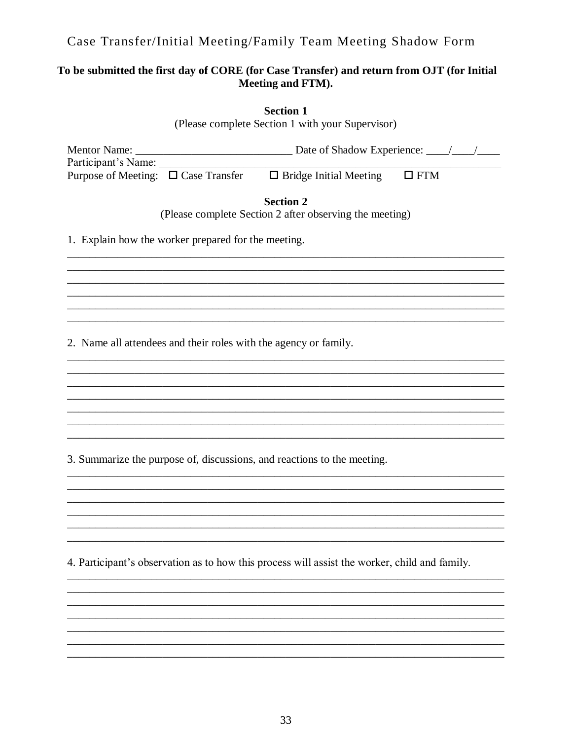# Case Transfer/Initial Meeting/Family Team Meeting Shadow Form

**To be submitted the first day of CORE (for Case Transfer) and return from OJT (for Initial Meeting and FTM).**

**Section 1**

(Please complete Section 1 with your Supervisor)

Mentor Name: ____________________________ Date of Shadow Experience: ____/____/____

Participant's Name: ______________________________________________________________

Purpose of Meeting: ☐ Case Transfer ☐ Bridge Initial Meeting ☐ FTM

**Section 2**

(Please complete Section 2 after observing the meeting)

1. Explain how the worker prepared for the meeting.

______________________________________________________________________________
______________________________________________________________________________
______________________________________________________________________________
______________________________________________________________________________
______________________________________________________________________________
______________________________________________________________________________

2. Name all attendees and their roles with the agency or family.

______________________________________________________________________________
______________________________________________________________________________
______________________________________________________________________________
______________________________________________________________________________
______________________________________________________________________________
______________________________________________________________________________
______________________________________________________________________________

3. Summarize the purpose of, discussions, and reactions to the meeting.

______________________________________________________________________________
______________________________________________________________________________
______________________________________________________________________________
______________________________________________________________________________
______________________________________________________________________________
______________________________________________________________________________

4. Participant's observation as to how this process will assist the worker, child and family.

______________________________________________________________________________
______________________________________________________________________________
______________________________________________________________________________
______________________________________________________________________________
______________________________________________________________________________
______________________________________________________________________________
______________________________________________________________________________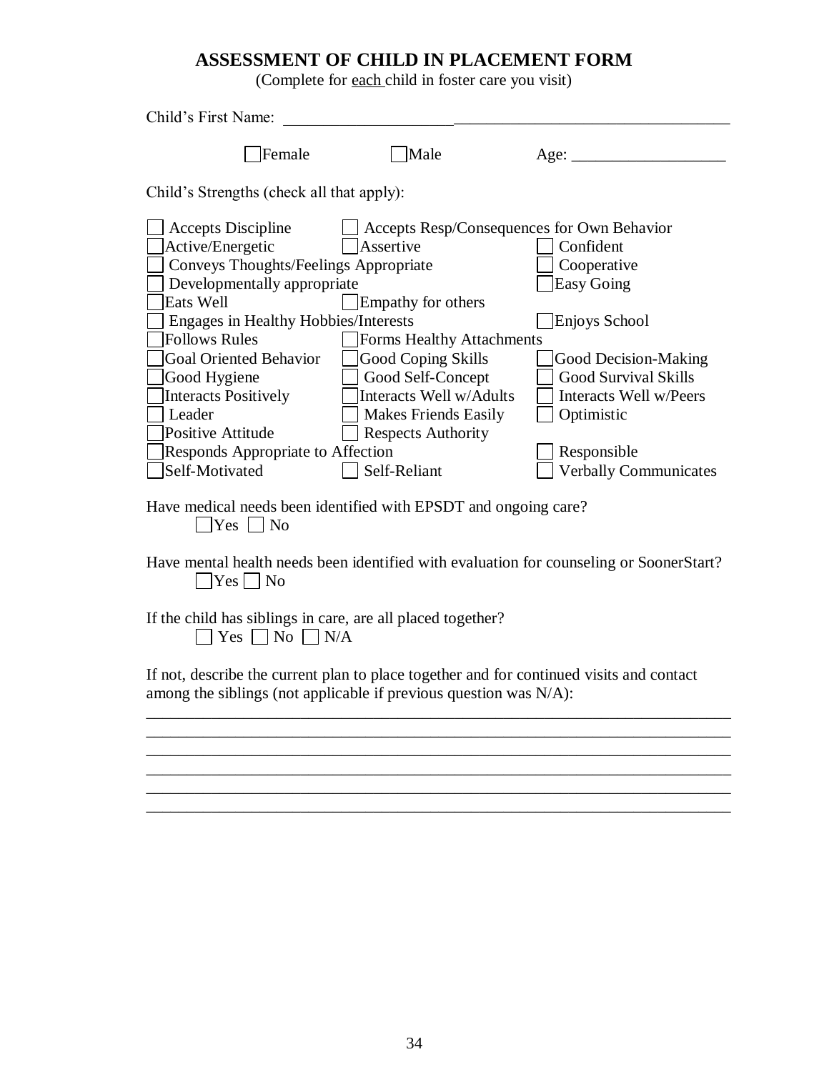## ASSESSMENT OF CHILD IN PLACEMENT FORM

(Complete for each child in foster care you visit)

Child's First Name: ______________________________________________________

☐ Female ☐ Male Age: ___________________

Child's Strengths (check all that apply):

☐ Accepts Discipline ☐ Accepts Resp/Consequences for Own Behavior
☐ Active/Energetic ☐ Assertive ☐ Confident
☐ Conveys Thoughts/Feelings Appropriate ☐ Cooperative
☐ Developmentally appropriate ☐ Easy Going
☐ Eats Well ☐ Empathy for others
☐ Engages in Healthy Hobbies/Interests ☐ Enjoys School
☐ Follows Rules ☐ Forms Healthy Attachments
☐ Goal Oriented Behavior ☐ Good Coping Skills ☐ Good Decision-Making
☐ Good Hygiene ☐ Good Self-Concept ☐ Good Survival Skills
☐ Interacts Positively ☐ Interacts Well w/Adults ☐ Interacts Well w/Peers
☐ Leader ☐ Makes Friends Easily ☐ Optimistic
☐ Positive Attitude ☐ Respects Authority
☐ Responds Appropriate to Affection ☐ Responsible
☐ Self-Motivated ☐ Self-Reliant ☐ Verbally Communicates

Have medical needs been identified with EPSDT and ongoing care?
☐ Yes ☐ No

Have mental health needs been identified with evaluation for counseling or SoonerStart?
☐ Yes ☐ No

If the child has siblings in care, are all placed together?
☐ Yes ☐ No ☐ N/A

If not, describe the current plan to place together and for continued visits and contact among the siblings (not applicable if previous question was N/A):

______________________________________________________________________
______________________________________________________________________
______________________________________________________________________
______________________________________________________________________
______________________________________________________________________
______________________________________________________________________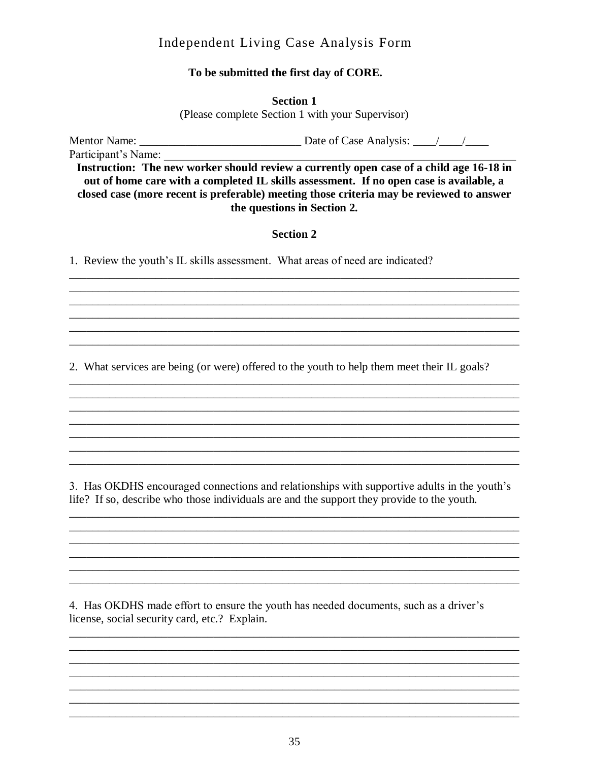# Independent Living Case Analysis Form

**To be submitted the first day of CORE.**

**Section 1**

(Please complete Section 1 with your Supervisor)

Mentor Name: ____________________________ Date of Case Analysis: ____/____/____

Participant's Name: ____________________________________________________________

**Instruction: The new worker should review a currently open case of a child age 16-18 in out of home care with a completed IL skills assessment. If no open case is available, a closed case (more recent is preferable) meeting those criteria may be reviewed to answer the questions in Section 2.**

**Section 2**

1. Review the youth's IL skills assessment. What areas of need are indicated?

_______________________________________________________________________________
_______________________________________________________________________________
_______________________________________________________________________________
_______________________________________________________________________________
_______________________________________________________________________________
_______________________________________________________________________________

2. What services are being (or were) offered to the youth to help them meet their IL goals?

_______________________________________________________________________________
_______________________________________________________________________________
_______________________________________________________________________________
_______________________________________________________________________________
_______________________________________________________________________________
_______________________________________________________________________________
_______________________________________________________________________________

3. Has OKDHS encouraged connections and relationships with supportive adults in the youth's life? If so, describe who those individuals are and the support they provide to the youth.

_______________________________________________________________________________
_______________________________________________________________________________
_______________________________________________________________________________
_______________________________________________________________________________
_______________________________________________________________________________
_______________________________________________________________________________

4. Has OKDHS made effort to ensure the youth has needed documents, such as a driver's license, social security card, etc.? Explain.

_______________________________________________________________________________
_______________________________________________________________________________
_______________________________________________________________________________
_______________________________________________________________________________
_______________________________________________________________________________
_______________________________________________________________________________
_______________________________________________________________________________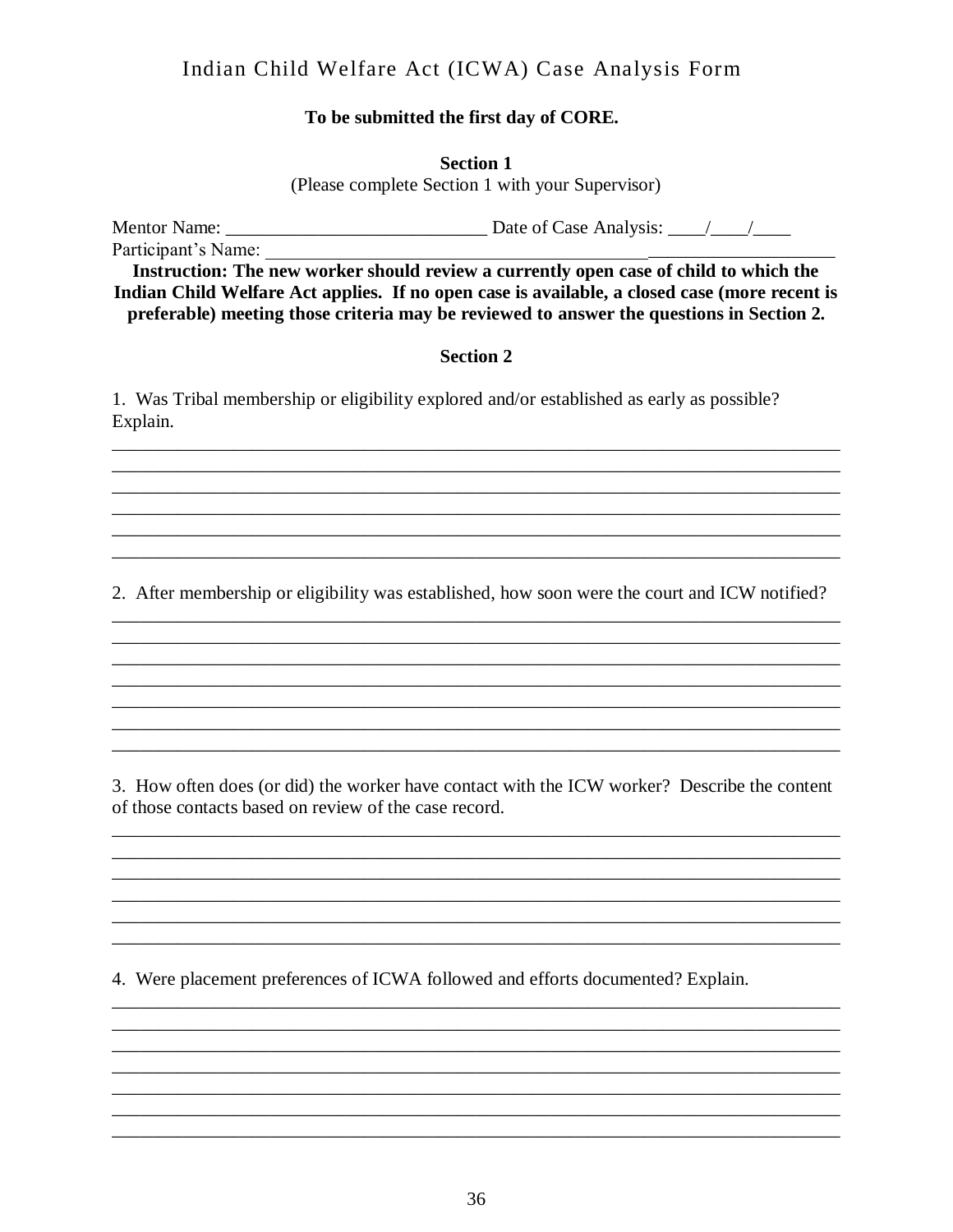# Indian Child Welfare Act (ICWA) Case Analysis Form

**To be submitted the first day of CORE.**

**Section 1**

(Please complete Section 1 with your Supervisor)

Mentor Name: ____________________________ Date of Case Analysis: ____/____/____

Participant's Name: ________________________________________________________________

**Instruction: The new worker should review a currently open case of child to which the Indian Child Welfare Act applies. If no open case is available, a closed case (more recent is preferable) meeting those criteria may be reviewed to answer the questions in Section 2.**

**Section 2**

1. Was Tribal membership or eligibility explored and/or established as early as possible? Explain.

______________________________________________________________________________
______________________________________________________________________________
______________________________________________________________________________
______________________________________________________________________________
______________________________________________________________________________
______________________________________________________________________________

2. After membership or eligibility was established, how soon were the court and ICW notified?

______________________________________________________________________________
______________________________________________________________________________
______________________________________________________________________________
______________________________________________________________________________
______________________________________________________________________________
______________________________________________________________________________
______________________________________________________________________________

3. How often does (or did) the worker have contact with the ICW worker? Describe the content of those contacts based on review of the case record.

______________________________________________________________________________
______________________________________________________________________________
______________________________________________________________________________
______________________________________________________________________________
______________________________________________________________________________
______________________________________________________________________________

4. Were placement preferences of ICWA followed and efforts documented? Explain.

______________________________________________________________________________
______________________________________________________________________________
______________________________________________________________________________
______________________________________________________________________________
______________________________________________________________________________
______________________________________________________________________________
______________________________________________________________________________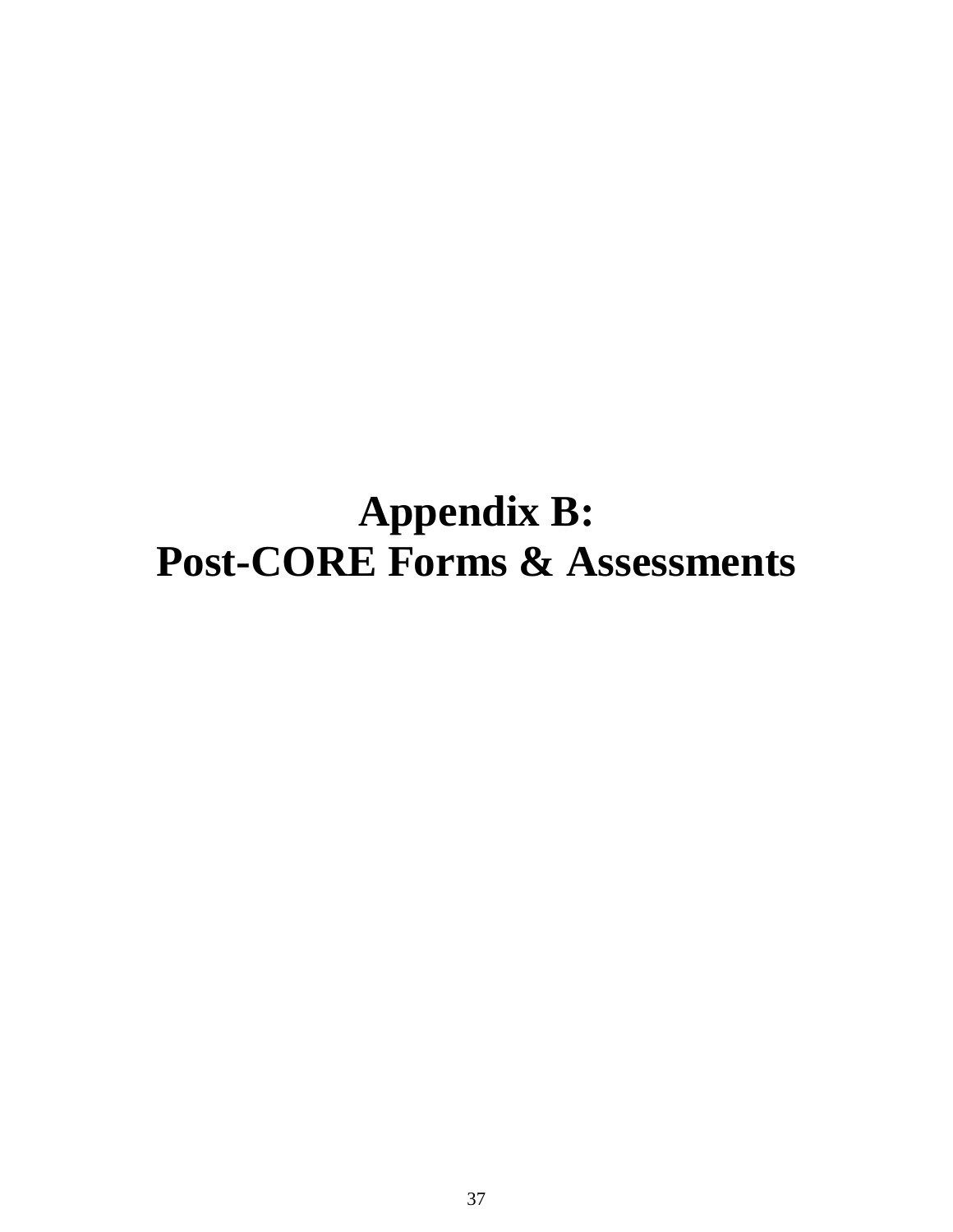# Appendix B:
# Post-CORE Forms & Assessments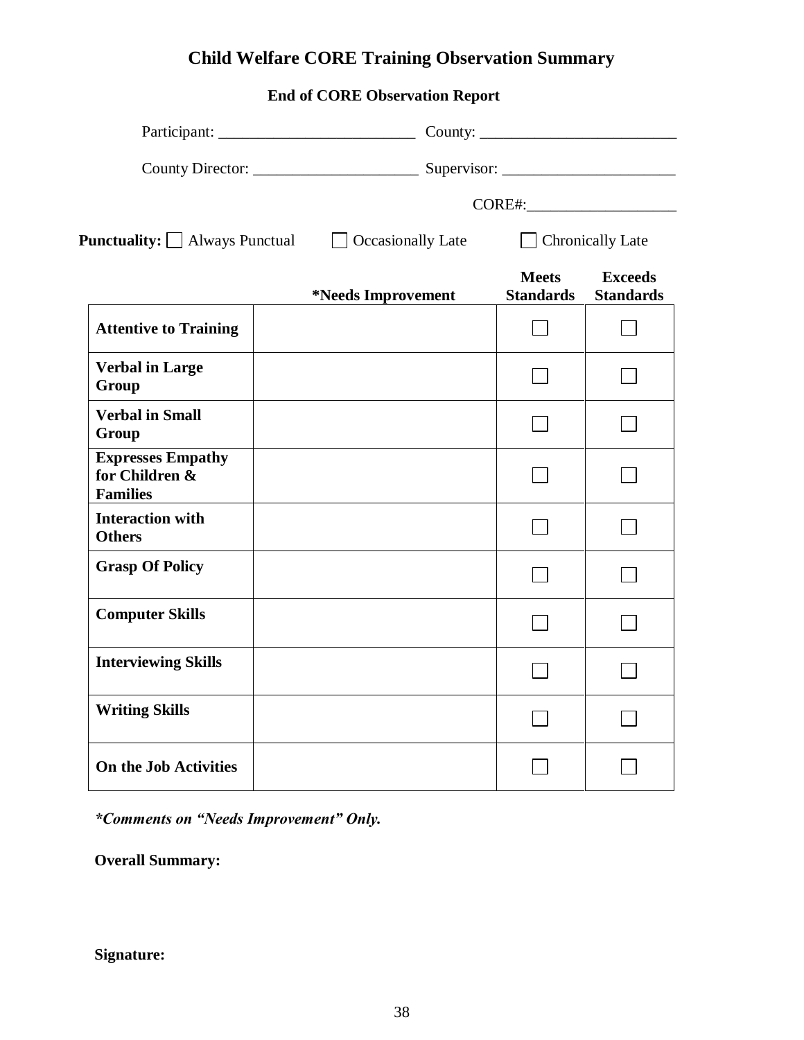# Child Welfare CORE Training Observation Summary

## End of CORE Observation Report

Participant: ________________________ County: ________________________

County Director: ____________________ Supervisor: ______________________

CORE#:___________________

**Punctuality:** ☐ Always Punctual ☐ Occasionally Late ☐ Chronically Late

| | *Needs Improvement | Meets Standards | Exceeds Standards |
|---|---|---|---|
| **Attentive to Training** | | ☐ | ☐ |
| **Verbal in Large Group** | | ☐ | ☐ |
| **Verbal in Small Group** | | ☐ | ☐ |
| **Expresses Empathy for Children & Families** | | ☐ | ☐ |
| **Interaction with Others** | | ☐ | ☐ |
| **Grasp Of Policy** | | ☐ | ☐ |
| **Computer Skills** | | ☐ | ☐ |
| **Interviewing Skills** | | ☐ | ☐ |
| **Writing Skills** | | ☐ | ☐ |
| **On the Job Activities** | | ☐ | ☐ |

***Comments on "Needs Improvement" Only.***

**Overall Summary:**

**Signature:**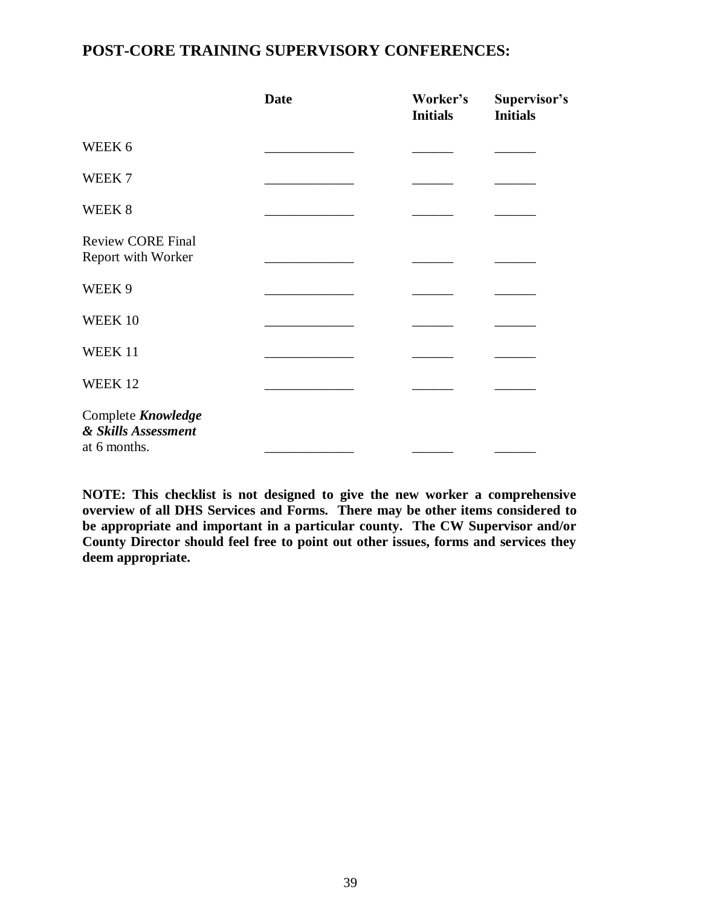## POST-CORE TRAINING SUPERVISORY CONFERENCES:

| | Date | Worker's Initials | Supervisor's Initials |
|---|---|---|---|
| WEEK 6 | _____________ | ______ | ______ |
| WEEK 7 | _____________ | ______ | ______ |
| WEEK 8 | _____________ | ______ | ______ |
| Review CORE Final Report with Worker | _____________ | ______ | ______ |
| WEEK 9 | _____________ | ______ | ______ |
| WEEK 10 | _____________ | ______ | ______ |
| WEEK 11 | _____________ | ______ | ______ |
| WEEK 12 | _____________ | ______ | ______ |
| Complete ***Knowledge & Skills Assessment*** at 6 months. | _____________ | ______ | ______ |

**NOTE: This checklist is not designed to give the new worker a comprehensive overview of all DHS Services and Forms. There may be other items considered to be appropriate and important in a particular county. The CW Supervisor and/or County Director should feel free to point out other issues, forms and services they deem appropriate.**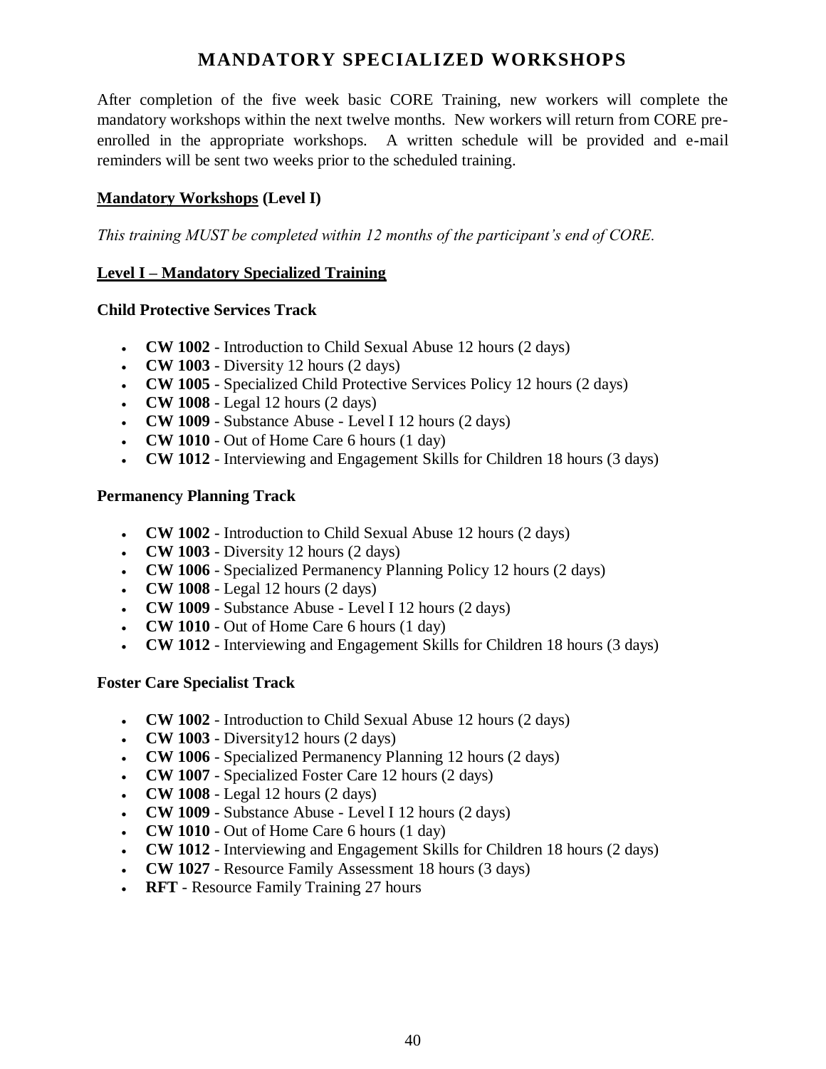# MANDATORY SPECIALIZED WORKSHOPS

After completion of the five week basic CORE Training, new workers will complete the mandatory workshops within the next twelve months. New workers will return from CORE pre-enrolled in the appropriate workshops. A written schedule will be provided and e-mail reminders will be sent two weeks prior to the scheduled training.

**Mandatory Workshops (Level I)**

*This training MUST be completed within 12 months of the participant's end of CORE.*

**Level I – Mandatory Specialized Training**

**Child Protective Services Track**

- **CW 1002** - Introduction to Child Sexual Abuse 12 hours (2 days)
- **CW 1003** - Diversity 12 hours (2 days)
- **CW 1005** - Specialized Child Protective Services Policy 12 hours (2 days)
- **CW 1008** - Legal 12 hours (2 days)
- **CW 1009** - Substance Abuse - Level I 12 hours (2 days)
- **CW 1010** - Out of Home Care 6 hours (1 day)
- **CW 1012** - Interviewing and Engagement Skills for Children 18 hours (3 days)

**Permanency Planning Track**

- **CW 1002** - Introduction to Child Sexual Abuse 12 hours (2 days)
- **CW 1003** - Diversity 12 hours (2 days)
- **CW 1006** - Specialized Permanency Planning Policy 12 hours (2 days)
- **CW 1008** - Legal 12 hours (2 days)
- **CW 1009** - Substance Abuse - Level I 12 hours (2 days)
- **CW 1010** - Out of Home Care 6 hours (1 day)
- **CW 1012** - Interviewing and Engagement Skills for Children 18 hours (3 days)

**Foster Care Specialist Track**

- **CW 1002** - Introduction to Child Sexual Abuse 12 hours (2 days)
- **CW 1003** - Diversity12 hours (2 days)
- **CW 1006** - Specialized Permanency Planning 12 hours (2 days)
- **CW 1007** - Specialized Foster Care 12 hours (2 days)
- **CW 1008** - Legal 12 hours (2 days)
- **CW 1009** - Substance Abuse - Level I 12 hours (2 days)
- **CW 1010** - Out of Home Care 6 hours (1 day)
- **CW 1012** - Interviewing and Engagement Skills for Children 18 hours (2 days)
- **CW 1027** - Resource Family Assessment 18 hours (3 days)
- **RFT** - Resource Family Training 27 hours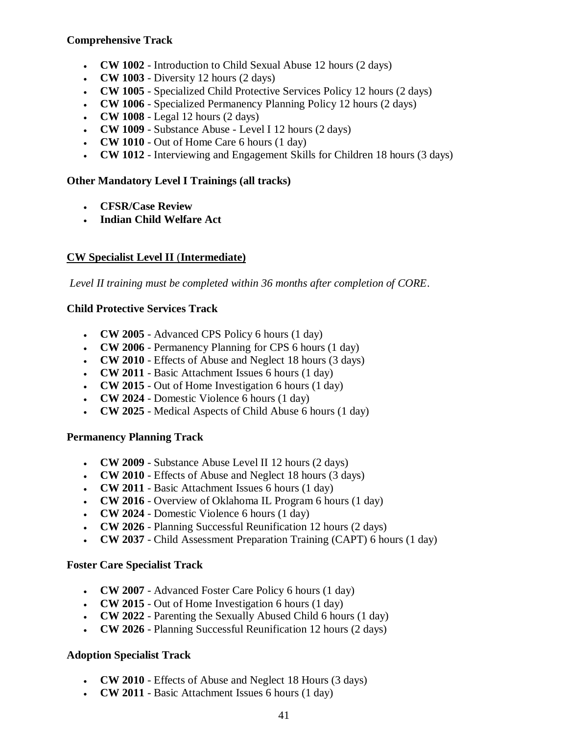**Comprehensive Track**

- **CW 1002** - Introduction to Child Sexual Abuse 12 hours (2 days)
- **CW 1003** - Diversity 12 hours (2 days)
- **CW 1005** - Specialized Child Protective Services Policy 12 hours (2 days)
- **CW 1006** - Specialized Permanency Planning Policy 12 hours (2 days)
- **CW 1008** - Legal 12 hours (2 days)
- **CW 1009** - Substance Abuse - Level I 12 hours (2 days)
- **CW 1010** - Out of Home Care 6 hours (1 day)
- **CW 1012** - Interviewing and Engagement Skills for Children 18 hours (3 days)

**Other Mandatory Level I Trainings (all tracks)**

- **CFSR/Case Review**
- **Indian Child Welfare Act**

## CW Specialist Level II (Intermediate)

*Level II training must be completed within 36 months after completion of CORE.*

**Child Protective Services Track**

- **CW 2005** - Advanced CPS Policy 6 hours (1 day)
- **CW 2006** - Permanency Planning for CPS 6 hours (1 day)
- **CW 2010** - Effects of Abuse and Neglect 18 hours (3 days)
- **CW 2011** - Basic Attachment Issues 6 hours (1 day)
- **CW 2015** - Out of Home Investigation 6 hours (1 day)
- **CW 2024** - Domestic Violence 6 hours (1 day)
- **CW 2025** - Medical Aspects of Child Abuse 6 hours (1 day)

**Permanency Planning Track**

- **CW 2009** - Substance Abuse Level II 12 hours (2 days)
- **CW 2010** - Effects of Abuse and Neglect 18 hours (3 days)
- **CW 2011** - Basic Attachment Issues 6 hours (1 day)
- **CW 2016** - Overview of Oklahoma IL Program 6 hours (1 day)
- **CW 2024** - Domestic Violence 6 hours (1 day)
- **CW 2026** - Planning Successful Reunification 12 hours (2 days)
- **CW 2037** - Child Assessment Preparation Training (CAPT) 6 hours (1 day)

**Foster Care Specialist Track**

- **CW 2007** - Advanced Foster Care Policy 6 hours (1 day)
- **CW 2015** - Out of Home Investigation 6 hours (1 day)
- **CW 2022** - Parenting the Sexually Abused Child 6 hours (1 day)
- **CW 2026** - Planning Successful Reunification 12 hours (2 days)

**Adoption Specialist Track**

- **CW 2010** - Effects of Abuse and Neglect 18 Hours (3 days)
- **CW 2011** - Basic Attachment Issues 6 hours (1 day)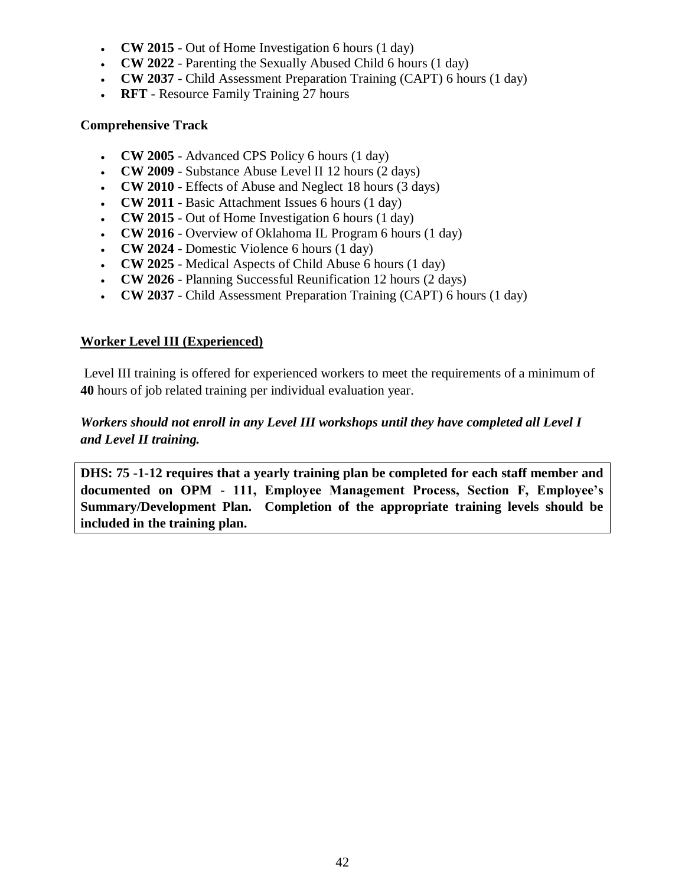- **CW 2015** - Out of Home Investigation 6 hours (1 day)
- **CW 2022** - Parenting the Sexually Abused Child 6 hours (1 day)
- **CW 2037** - Child Assessment Preparation Training (CAPT) 6 hours (1 day)
- **RFT** - Resource Family Training 27 hours

**Comprehensive Track**

- **CW 2005** - Advanced CPS Policy 6 hours (1 day)
- **CW 2009** - Substance Abuse Level II 12 hours (2 days)
- **CW 2010** - Effects of Abuse and Neglect 18 hours (3 days)
- **CW 2011** - Basic Attachment Issues 6 hours (1 day)
- **CW 2015** - Out of Home Investigation 6 hours (1 day)
- **CW 2016** - Overview of Oklahoma IL Program 6 hours (1 day)
- **CW 2024** - Domestic Violence 6 hours (1 day)
- **CW 2025** - Medical Aspects of Child Abuse 6 hours (1 day)
- **CW 2026** - Planning Successful Reunification 12 hours (2 days)
- **CW 2037** - Child Assessment Preparation Training (CAPT) 6 hours (1 day)

**<u>Worker Level III (Experienced)</u>**

Level III training is offered for experienced workers to meet the requirements of a minimum of **40** hours of job related training per individual evaluation year.

***Workers should not enroll in any Level III workshops until they have completed all Level I and Level II training.***

**DHS: 75 -1-12 requires that a yearly training plan be completed for each staff member and documented on OPM - 111, Employee Management Process, Section F, Employee's Summary/Development Plan. Completion of the appropriate training levels should be included in the training plan.**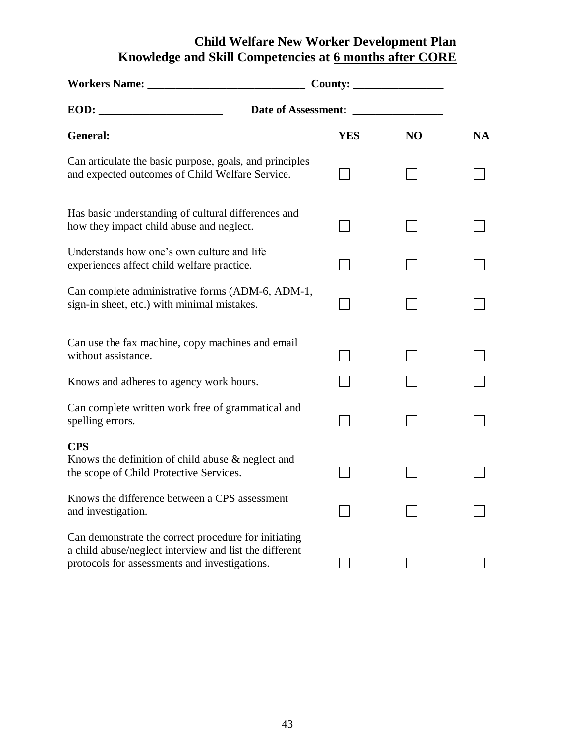# Child Welfare New Worker Development Plan
## Knowledge and Skill Competencies at <u>6 months after CORE</u>

**Workers Name: ____________________________ County: ________________**

**EOD: ______________________ Date of Assessment: ________________**

| **General:** | **YES** | **NO** | **NA** |
|---|---|---|---|
| Can articulate the basic purpose, goals, and principles and expected outcomes of Child Welfare Service. | ☐ | ☐ | ☐ |
| Has basic understanding of cultural differences and how they impact child abuse and neglect. | ☐ | ☐ | ☐ |
| Understands how one's own culture and life experiences affect child welfare practice. | ☐ | ☐ | ☐ |
| Can complete administrative forms (ADM-6, ADM-1, sign-in sheet, etc.) with minimal mistakes. | ☐ | ☐ | ☐ |
| Can use the fax machine, copy machines and email without assistance. | ☐ | ☐ | ☐ |
| Knows and adheres to agency work hours. | ☐ | ☐ | ☐ |
| Can complete written work free of grammatical and spelling errors. | ☐ | ☐ | ☐ |
| **CPS** | | | |
| Knows the definition of child abuse & neglect and the scope of Child Protective Services. | ☐ | ☐ | ☐ |
| Knows the difference between a CPS assessment and investigation. | ☐ | ☐ | ☐ |
| Can demonstrate the correct procedure for initiating a child abuse/neglect interview and list the different protocols for assessments and investigations. | ☐ | ☐ | ☐ |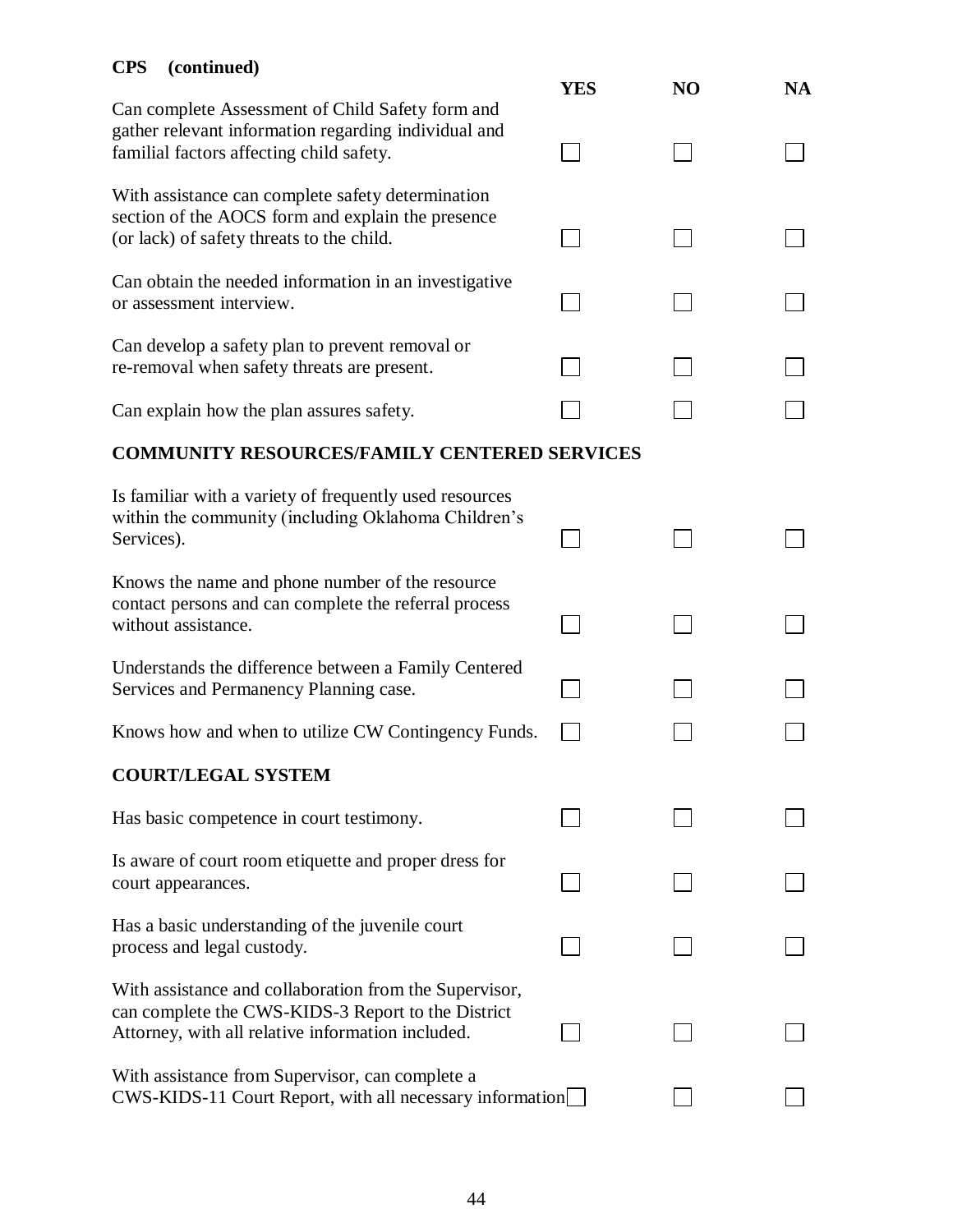**CPS (continued)**

| | YES | NO | NA |
|---|---|---|---|
| Can complete Assessment of Child Safety form and gather relevant information regarding individual and familial factors affecting child safety. | ☐ | ☐ | ☐ |
| With assistance can complete safety determination section of the AOCS form and explain the presence (or lack) of safety threats to the child. | ☐ | ☐ | ☐ |
| Can obtain the needed information in an investigative or assessment interview. | ☐ | ☐ | ☐ |
| Can develop a safety plan to prevent removal or re-removal when safety threats are present. | ☐ | ☐ | ☐ |
| Can explain how the plan assures safety. | ☐ | ☐ | ☐ |

**COMMUNITY RESOURCES/FAMILY CENTERED SERVICES**

| | YES | NO | NA |
|---|---|---|---|
| Is familiar with a variety of frequently used resources within the community (including Oklahoma Children's Services). | ☐ | ☐ | ☐ |
| Knows the name and phone number of the resource contact persons and can complete the referral process without assistance. | ☐ | ☐ | ☐ |
| Understands the difference between a Family Centered Services and Permanency Planning case. | ☐ | ☐ | ☐ |
| Knows how and when to utilize CW Contingency Funds. | ☐ | ☐ | ☐ |

**COURT/LEGAL SYSTEM**

| | YES | NO | NA |
|---|---|---|---|
| Has basic competence in court testimony. | ☐ | ☐ | ☐ |
| Is aware of court room etiquette and proper dress for court appearances. | ☐ | ☐ | ☐ |
| Has a basic understanding of the juvenile court process and legal custody. | ☐ | ☐ | ☐ |
| With assistance and collaboration from the Supervisor, can complete the CWS-KIDS-3 Report to the District Attorney, with all relative information included. | ☐ | ☐ | ☐ |
| With assistance from Supervisor, can complete a CWS-KIDS-11 Court Report, with all necessary information | ☐ | ☐ | ☐ |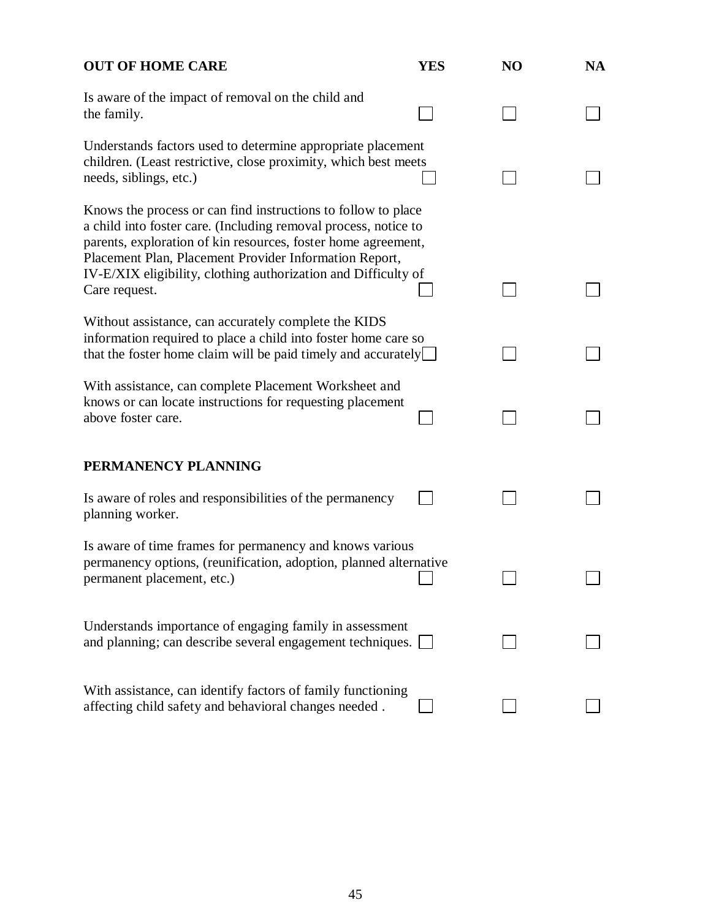| OUT OF HOME CARE | YES | NO | NA |
| --- | --- | --- | --- |
| Is aware of the impact of removal on the child and the family. | ☐ | ☐ | ☐ |
| Understands factors used to determine appropriate placement children. (Least restrictive, close proximity, which best meets needs, siblings, etc.) | ☐ | ☐ | ☐ |
| Knows the process or can find instructions to follow to place a child into foster care. (Including removal process, notice to parents, exploration of kin resources, foster home agreement, Placement Plan, Placement Provider Information Report, IV-E/XIX eligibility, clothing authorization and Difficulty of Care request. | ☐ | ☐ | ☐ |
| Without assistance, can accurately complete the KIDS information required to place a child into foster home care so that the foster home claim will be paid timely and accurately | ☐ | ☐ | ☐ |
| With assistance, can complete Placement Worksheet and knows or can locate instructions for requesting placement above foster care. | ☐ | ☐ | ☐ |

| PERMANENCY PLANNING | | | |
| --- | --- | --- | --- |
| Is aware of roles and responsibilities of the permanency planning worker. | ☐ | ☐ | ☐ |
| Is aware of time frames for permanency and knows various permanency options, (reunification, adoption, planned alternative permanent placement, etc.) | ☐ | ☐ | ☐ |
| Understands importance of engaging family in assessment and planning; can describe several engagement techniques. | ☐ | ☐ | ☐ |
| With assistance, can identify factors of family functioning affecting child safety and behavioral changes needed . | ☐ | ☐ | ☐ |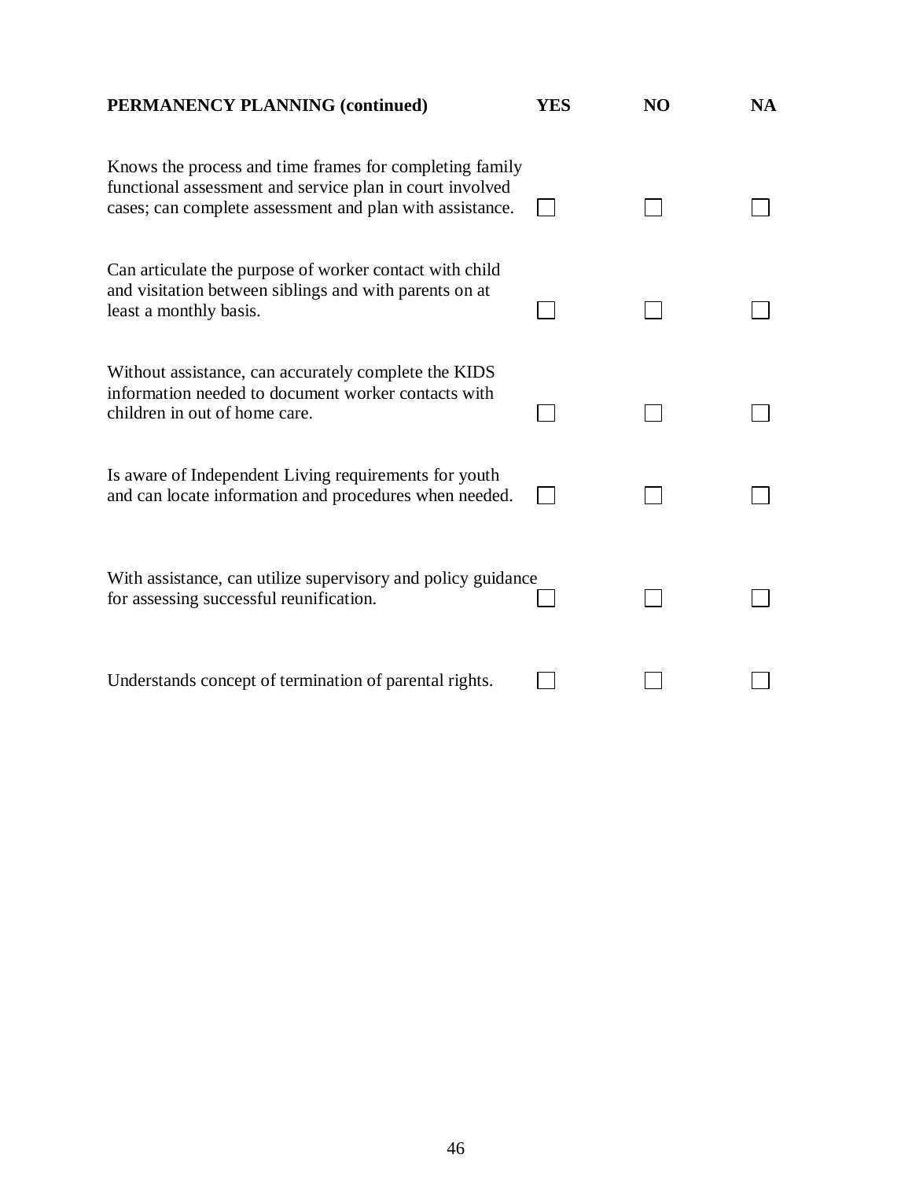| PERMANENCY PLANNING (continued) | YES | NO | NA |
| --- | --- | --- | --- |
| Knows the process and time frames for completing family functional assessment and service plan in court involved cases; can complete assessment and plan with assistance. | ☐ | ☐ | ☐ |
| Can articulate the purpose of worker contact with child and visitation between siblings and with parents on at least a monthly basis. | ☐ | ☐ | ☐ |
| Without assistance, can accurately complete the KIDS information needed to document worker contacts with children in out of home care. | ☐ | ☐ | ☐ |
| Is aware of Independent Living requirements for youth and can locate information and procedures when needed. | ☐ | ☐ | ☐ |
| With assistance, can utilize supervisory and policy guidance for assessing successful reunification. | ☐ | ☐ | ☐ |
| Understands concept of termination of parental rights. | ☐ | ☐ | ☐ |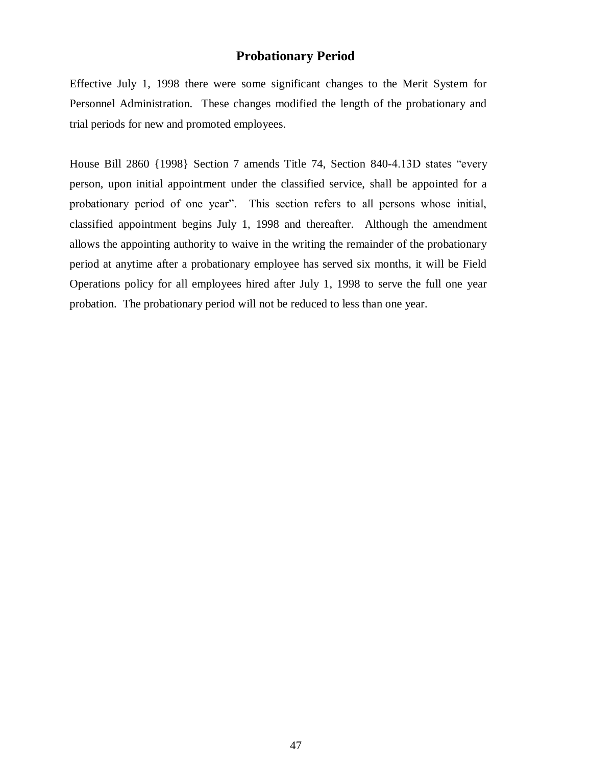## Probationary Period

Effective July 1, 1998 there were some significant changes to the Merit System for Personnel Administration. These changes modified the length of the probationary and trial periods for new and promoted employees.

House Bill 2860 {1998} Section 7 amends Title 74, Section 840-4.13D states "every person, upon initial appointment under the classified service, shall be appointed for a probationary period of one year". This section refers to all persons whose initial, classified appointment begins July 1, 1998 and thereafter. Although the amendment allows the appointing authority to waive in the writing the remainder of the probationary period at anytime after a probationary employee has served six months, it will be Field Operations policy for all employees hired after July 1, 1998 to serve the full one year probation. The probationary period will not be reduced to less than one year.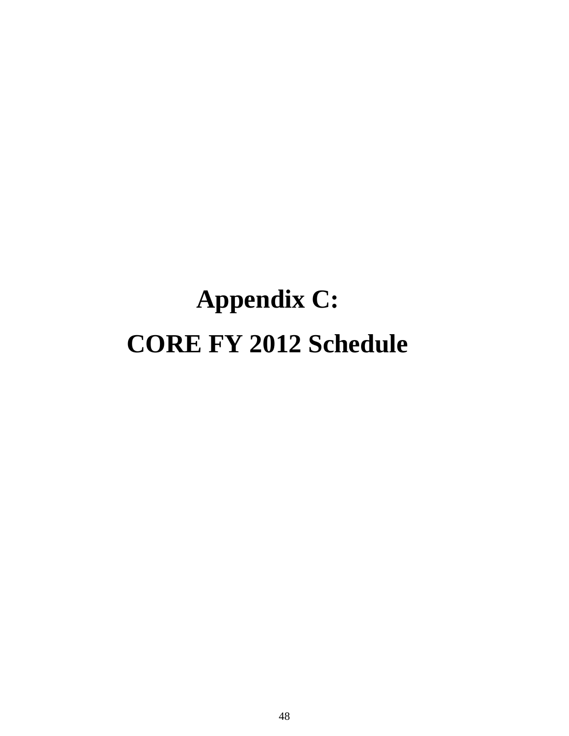# Appendix C:

# CORE FY 2012 Schedule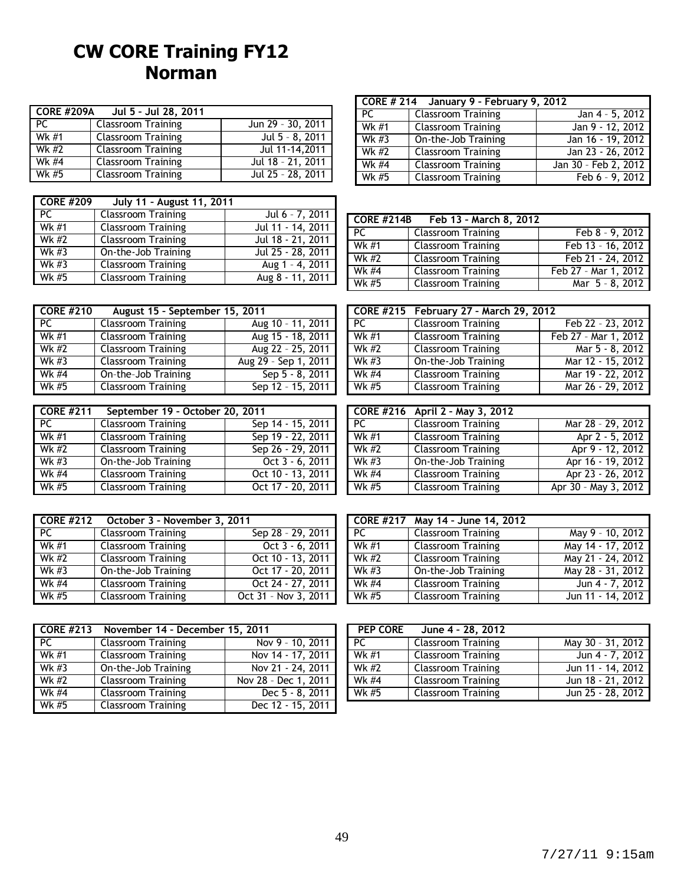# CW CORE Training FY12
# Norman

| CORE #209A | Jul 5 – Jul 28, 2011 | |
|---|---|---|
| PC | Classroom Training | Jun 29 – 30, 2011 |
| Wk #1 | Classroom Training | Jul 5 – 8, 2011 |
| Wk #2 | Classroom Training | Jul 11-14,2011 |
| Wk #4 | Classroom Training | Jul 18 – 21, 2011 |
| Wk #5 | Classroom Training | Jul 25 – 28, 2011 |

| CORE #209 | July 11 – August 11, 2011 | |
|---|---|---|
| PC | Classroom Training | Jul 6 – 7, 2011 |
| Wk #1 | Classroom Training | Jul 11 - 14, 2011 |
| Wk #2 | Classroom Training | Jul 18 - 21, 2011 |
| Wk #3 | On-the-Job Training | Jul 25 - 28, 2011 |
| Wk #3 | Classroom Training | Aug 1 – 4, 2011 |
| Wk #5 | Classroom Training | Aug 8 - 11, 2011 |

| CORE #210 | August 15 – September 15, 2011 | |
|---|---|---|
| PC | Classroom Training | Aug 10 – 11, 2011 |
| Wk #1 | Classroom Training | Aug 15 - 18, 2011 |
| Wk #2 | Classroom Training | Aug 22 – 25, 2011 |
| Wk #3 | Classroom Training | Aug 29 – Sep 1, 2011 |
| Wk #4 | On-the-Job Training | Sep 5 - 8, 2011 |
| Wk #5 | Classroom Training | Sep 12 – 15, 2011 |

| CORE #211 | September 19 – October 20, 2011 | |
|---|---|---|
| PC | Classroom Training | Sep 14 - 15, 2011 |
| Wk #1 | Classroom Training | Sep 19 - 22, 2011 |
| Wk #2 | Classroom Training | Sep 26 - 29, 2011 |
| Wk #3 | On-the-Job Training | Oct 3 - 6, 2011 |
| Wk #4 | Classroom Training | Oct 10 - 13, 2011 |
| Wk #5 | Classroom Training | Oct 17 - 20, 2011 |

| CORE #212 | October 3 – November 3, 2011 | |
|---|---|---|
| PC | Classroom Training | Sep 28 – 29, 2011 |
| Wk #1 | Classroom Training | Oct 3 - 6, 2011 |
| Wk #2 | Classroom Training | Oct 10 - 13, 2011 |
| Wk #3 | On-the-Job Training | Oct 17 - 20, 2011 |
| Wk #4 | Classroom Training | Oct 24 - 27, 2011 |
| Wk #5 | Classroom Training | Oct 31 – Nov 3, 2011 |

| CORE #213 | November 14 – December 15, 2011 | |
|---|---|---|
| PC | Classroom Training | Nov 9 – 10, 2011 |
| Wk #1 | Classroom Training | Nov 14 - 17, 2011 |
| Wk #3 | On-the-Job Training | Nov 21 - 24, 2011 |
| Wk #2 | Classroom Training | Nov 28 – Dec 1, 2011 |
| Wk #4 | Classroom Training | Dec 5 - 8, 2011 |
| Wk #5 | Classroom Training | Dec 12 - 15, 2011 |

| CORE # 214 | January 9 – February 9, 2012 | |
|---|---|---|
| PC | Classroom Training | Jan 4 – 5, 2012 |
| Wk #1 | Classroom Training | Jan 9 - 12, 2012 |
| Wk #3 | On-the-Job Training | Jan 16 - 19, 2012 |
| Wk #2 | Classroom Training | Jan 23 - 26, 2012 |
| Wk #4 | Classroom Training | Jan 30 – Feb 2, 2012 |
| Wk #5 | Classroom Training | Feb 6 – 9, 2012 |

| CORE #214B | Feb 13 – March 8, 2012 | |
|---|---|---|
| PC | Classroom Training | Feb 8 - 9, 2012 |
| Wk #1 | Classroom Training | Feb 13 – 16, 2012 |
| Wk #2 | Classroom Training | Feb 21 - 24, 2012 |
| Wk #4 | Classroom Training | Feb 27 – Mar 1, 2012 |
| Wk #5 | Classroom Training | Mar 5 – 8, 2012 |

| CORE #215 | February 27 – March 29, 2012 | |
|---|---|---|
| PC | Classroom Training | Feb 22 – 23, 2012 |
| Wk #1 | Classroom Training | Feb 27 – Mar 1, 2012 |
| Wk #2 | Classroom Training | Mar 5 - 8, 2012 |
| Wk #3 | On-the-Job Training | Mar 12 - 15, 2012 |
| Wk #4 | Classroom Training | Mar 19 - 22, 2012 |
| Wk #5 | Classroom Training | Mar 26 - 29, 2012 |

| CORE #216 | April 2 – May 3, 2012 | |
|---|---|---|
| PC | Classroom Training | Mar 28 – 29, 2012 |
| Wk #1 | Classroom Training | Apr 2 - 5, 2012 |
| Wk #2 | Classroom Training | Apr 9 - 12, 2012 |
| Wk #3 | On-the-Job Training | Apr 16 - 19, 2012 |
| Wk #4 | Classroom Training | Apr 23 - 26, 2012 |
| Wk #5 | Classroom Training | Apr 30 – May 3, 2012 |

| CORE #217 | May 14 – June 14, 2012 | |
|---|---|---|
| PC | Classroom Training | May 9 – 10, 2012 |
| Wk #1 | Classroom Training | May 14 - 17, 2012 |
| Wk #2 | Classroom Training | May 21 - 24, 2012 |
| Wk #3 | On-the-Job Training | May 28 - 31, 2012 |
| Wk #4 | Classroom Training | Jun 4 - 7, 2012 |
| Wk #5 | Classroom Training | Jun 11 - 14, 2012 |

| PEP CORE | June 4 – 28, 2012 | |
|---|---|---|
| PC | Classroom Training | May 30 – 31, 2012 |
| Wk #1 | Classroom Training | Jun 4 - 7, 2012 |
| Wk #2 | Classroom Training | Jun 11 - 14, 2012 |
| Wk #4 | Classroom Training | Jun 18 - 21, 2012 |
| Wk #5 | Classroom Training | Jun 25 - 28, 2012 |

7/27/11 9:15am